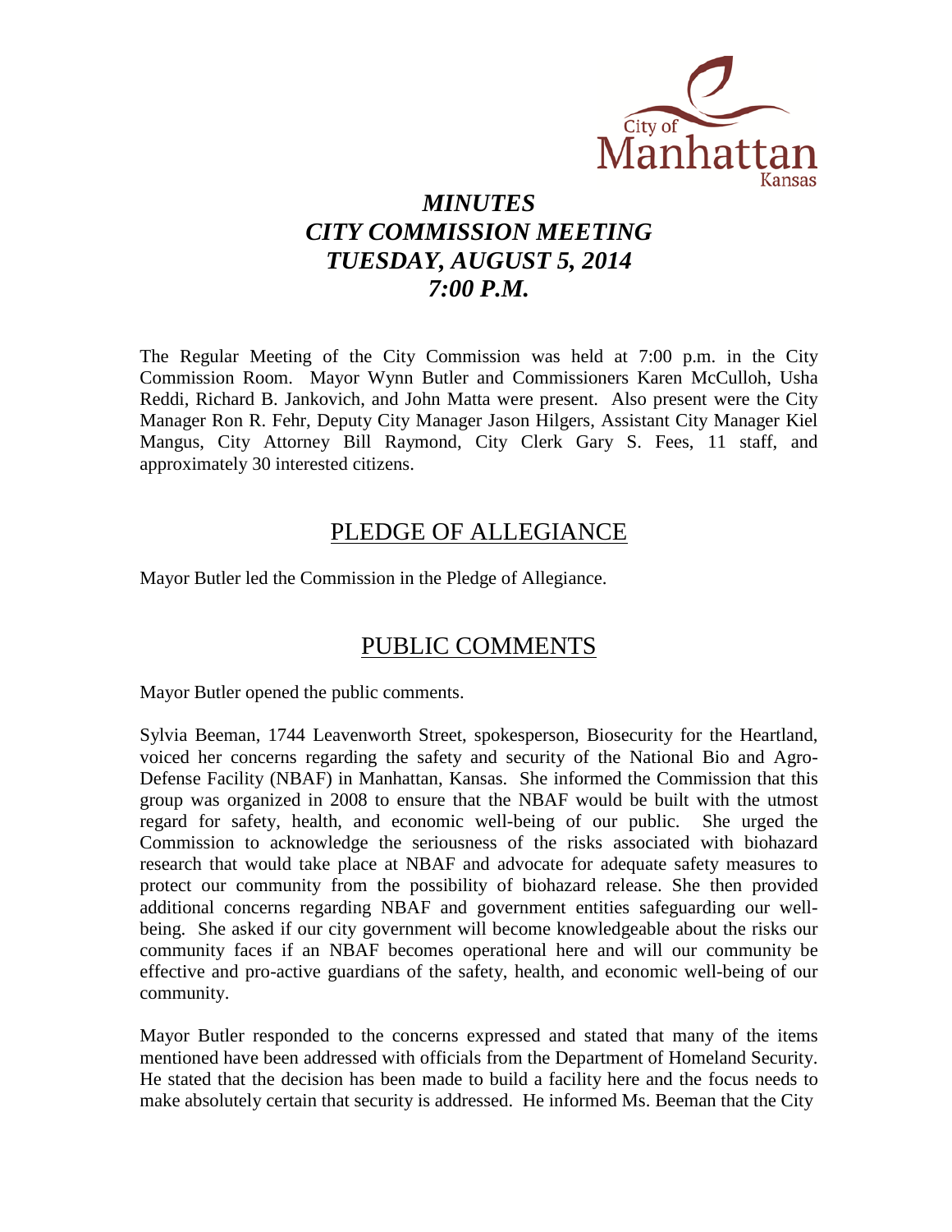# *MINUTES*
# *CITY COMMISSION MEETING*
# *TUESDAY, AUGUST 5, 2014*
# *7:00 P.M.*

The Regular Meeting of the City Commission was held at 7:00 p.m. in the City Commission Room. Mayor Wynn Butler and Commissioners Karen McCulloh, Usha Reddi, Richard B. Jankovich, and John Matta were present. Also present were the City Manager Ron R. Fehr, Deputy City Manager Jason Hilgers, Assistant City Manager Kiel Mangus, City Attorney Bill Raymond, City Clerk Gary S. Fees, 11 staff, and approximately 30 interested citizens.

## PLEDGE OF ALLEGIANCE

Mayor Butler led the Commission in the Pledge of Allegiance.

## PUBLIC COMMENTS

Mayor Butler opened the public comments.

Sylvia Beeman, 1744 Leavenworth Street, spokesperson, Biosecurity for the Heartland, voiced her concerns regarding the safety and security of the National Bio and Agro-Defense Facility (NBAF) in Manhattan, Kansas. She informed the Commission that this group was organized in 2008 to ensure that the NBAF would be built with the utmost regard for safety, health, and economic well-being of our public. She urged the Commission to acknowledge the seriousness of the risks associated with biohazard research that would take place at NBAF and advocate for adequate safety measures to protect our community from the possibility of biohazard release. She then provided additional concerns regarding NBAF and government entities safeguarding our well-being. She asked if our city government will become knowledgeable about the risks our community faces if an NBAF becomes operational here and will our community be effective and pro-active guardians of the safety, health, and economic well-being of our community.

Mayor Butler responded to the concerns expressed and stated that many of the items mentioned have been addressed with officials from the Department of Homeland Security. He stated that the decision has been made to build a facility here and the focus needs to make absolutely certain that security is addressed. He informed Ms. Beeman that the City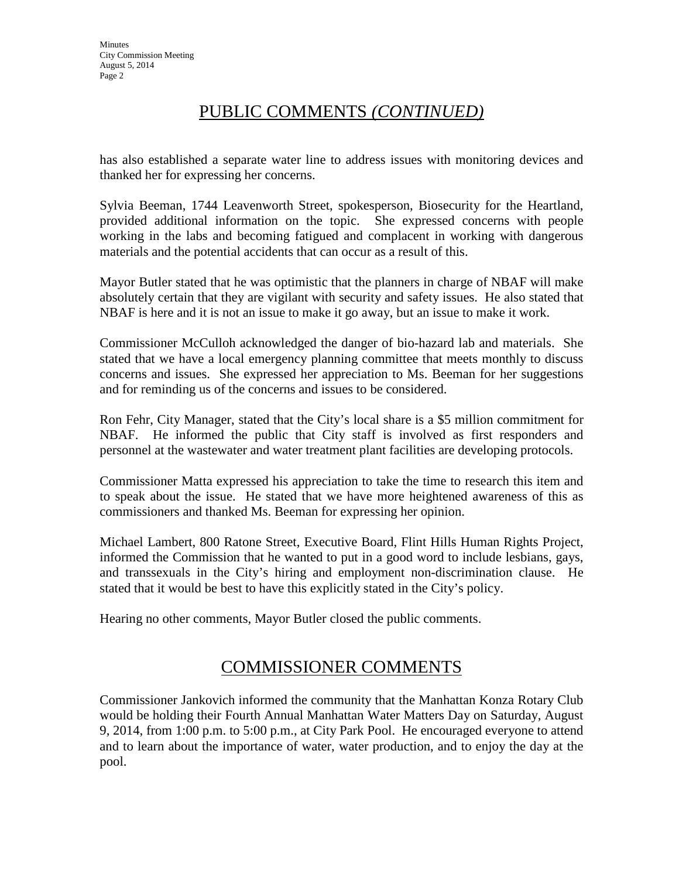## PUBLIC COMMENTS *(CONTINUED)*

has also established a separate water line to address issues with monitoring devices and thanked her for expressing her concerns.

Sylvia Beeman, 1744 Leavenworth Street, spokesperson, Biosecurity for the Heartland, provided additional information on the topic. She expressed concerns with people working in the labs and becoming fatigued and complacent in working with dangerous materials and the potential accidents that can occur as a result of this.

Mayor Butler stated that he was optimistic that the planners in charge of NBAF will make absolutely certain that they are vigilant with security and safety issues. He also stated that NBAF is here and it is not an issue to make it go away, but an issue to make it work.

Commissioner McCulloh acknowledged the danger of bio-hazard lab and materials. She stated that we have a local emergency planning committee that meets monthly to discuss concerns and issues. She expressed her appreciation to Ms. Beeman for her suggestions and for reminding us of the concerns and issues to be considered.

Ron Fehr, City Manager, stated that the City's local share is a $5 million commitment for NBAF. He informed the public that City staff is involved as first responders and personnel at the wastewater and water treatment plant facilities are developing protocols.

Commissioner Matta expressed his appreciation to take the time to research this item and to speak about the issue. He stated that we have more heightened awareness of this as commissioners and thanked Ms. Beeman for expressing her opinion.

Michael Lambert, 800 Ratone Street, Executive Board, Flint Hills Human Rights Project, informed the Commission that he wanted to put in a good word to include lesbians, gays, and transsexuals in the City's hiring and employment non-discrimination clause. He stated that it would be best to have this explicitly stated in the City's policy.

Hearing no other comments, Mayor Butler closed the public comments.

## COMMISSIONER COMMENTS

Commissioner Jankovich informed the community that the Manhattan Konza Rotary Club would be holding their Fourth Annual Manhattan Water Matters Day on Saturday, August 9, 2014, from 1:00 p.m. to 5:00 p.m., at City Park Pool. He encouraged everyone to attend and to learn about the importance of water, water production, and to enjoy the day at the pool.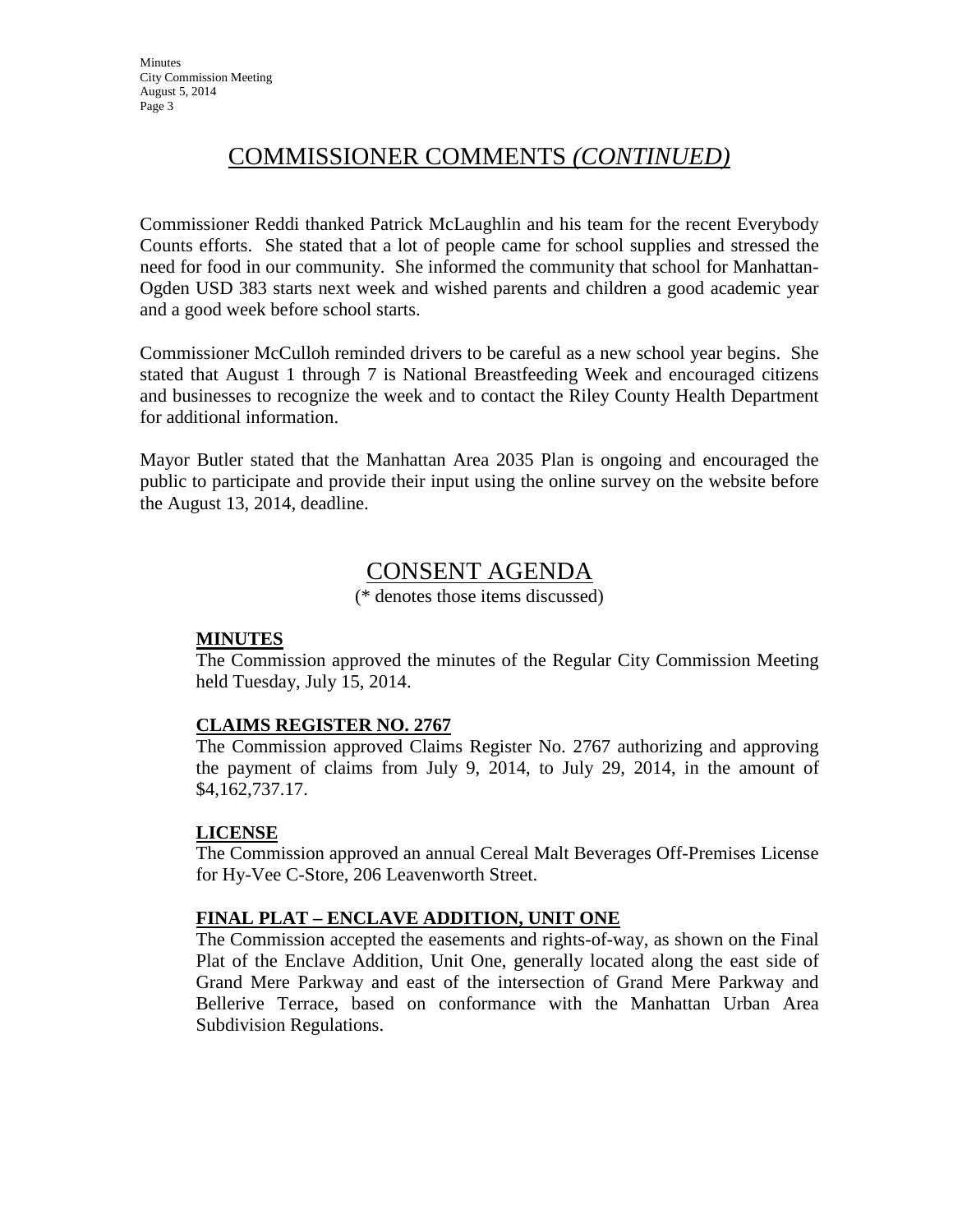## COMMISSIONER COMMENTS *(CONTINUED)*

Commissioner Reddi thanked Patrick McLaughlin and his team for the recent Everybody Counts efforts. She stated that a lot of people came for school supplies and stressed the need for food in our community. She informed the community that school for Manhattan-Ogden USD 383 starts next week and wished parents and children a good academic year and a good week before school starts.

Commissioner McCulloh reminded drivers to be careful as a new school year begins. She stated that August 1 through 7 is National Breastfeeding Week and encouraged citizens and businesses to recognize the week and to contact the Riley County Health Department for additional information.

Mayor Butler stated that the Manhattan Area 2035 Plan is ongoing and encouraged the public to participate and provide their input using the online survey on the website before the August 13, 2014, deadline.

## CONSENT AGENDA

(* denotes those items discussed)

**MINUTES**

The Commission approved the minutes of the Regular City Commission Meeting held Tuesday, July 15, 2014.

**CLAIMS REGISTER NO. 2767**

The Commission approved Claims Register No. 2767 authorizing and approving the payment of claims from July 9, 2014, to July 29, 2014, in the amount of $4,162,737.17.

**LICENSE**

The Commission approved an annual Cereal Malt Beverages Off-Premises License for Hy-Vee C-Store, 206 Leavenworth Street.

**FINAL PLAT – ENCLAVE ADDITION, UNIT ONE**

The Commission accepted the easements and rights-of-way, as shown on the Final Plat of the Enclave Addition, Unit One, generally located along the east side of Grand Mere Parkway and east of the intersection of Grand Mere Parkway and Bellerive Terrace, based on conformance with the Manhattan Urban Area Subdivision Regulations.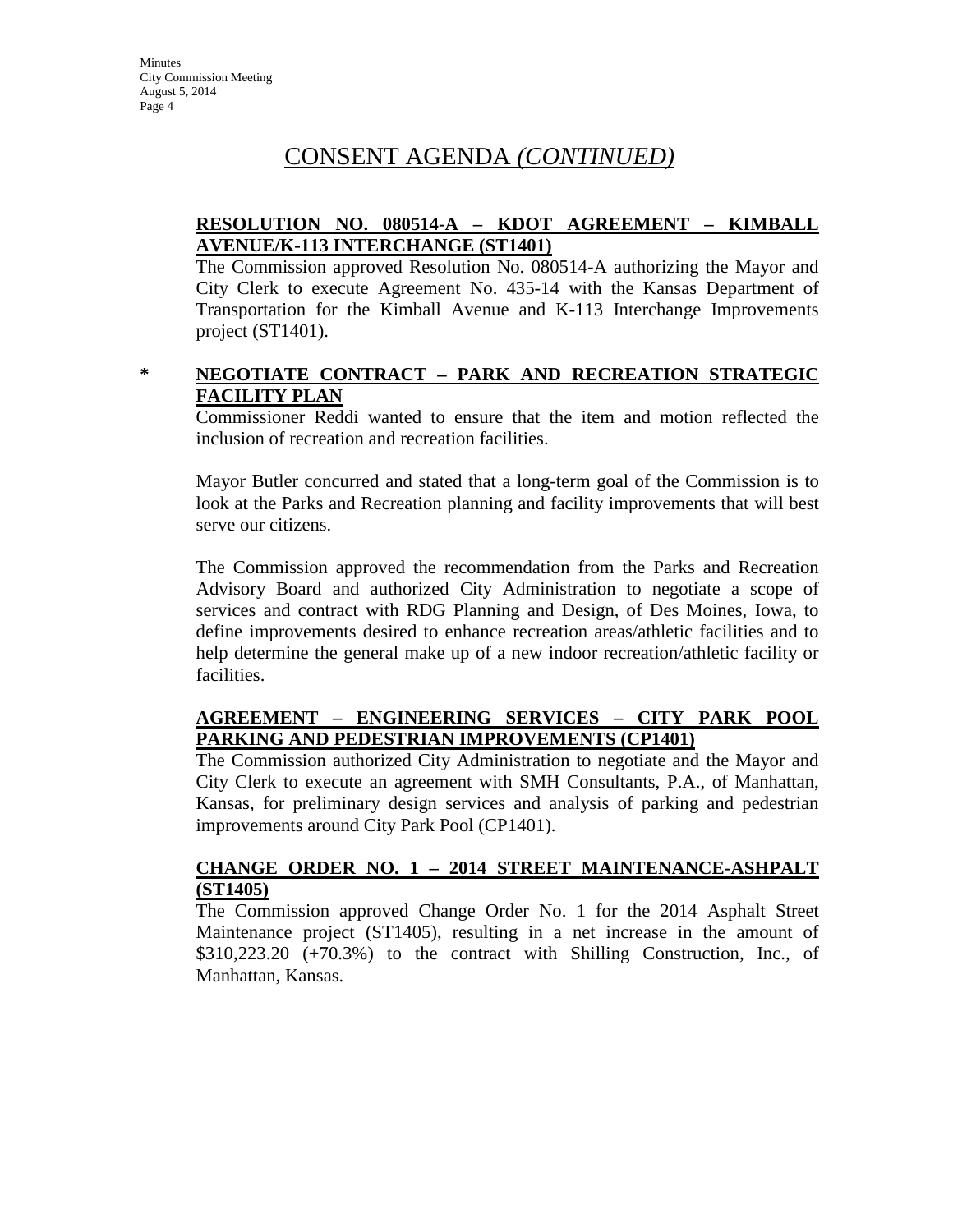# CONSENT AGENDA *(CONTINUED)*

**RESOLUTION NO. 080514-A – KDOT AGREEMENT – KIMBALL AVENUE/K-113 INTERCHANGE (ST1401)**

The Commission approved Resolution No. 080514-A authorizing the Mayor and City Clerk to execute Agreement No. 435-14 with the Kansas Department of Transportation for the Kimball Avenue and K-113 Interchange Improvements project (ST1401).

\* **NEGOTIATE CONTRACT – PARK AND RECREATION STRATEGIC FACILITY PLAN**

Commissioner Reddi wanted to ensure that the item and motion reflected the inclusion of recreation and recreation facilities.

Mayor Butler concurred and stated that a long-term goal of the Commission is to look at the Parks and Recreation planning and facility improvements that will best serve our citizens.

The Commission approved the recommendation from the Parks and Recreation Advisory Board and authorized City Administration to negotiate a scope of services and contract with RDG Planning and Design, of Des Moines, Iowa, to define improvements desired to enhance recreation areas/athletic facilities and to help determine the general make up of a new indoor recreation/athletic facility or facilities.

**AGREEMENT – ENGINEERING SERVICES – CITY PARK POOL PARKING AND PEDESTRIAN IMPROVEMENTS (CP1401)**

The Commission authorized City Administration to negotiate and the Mayor and City Clerk to execute an agreement with SMH Consultants, P.A., of Manhattan, Kansas, for preliminary design services and analysis of parking and pedestrian improvements around City Park Pool (CP1401).

**CHANGE ORDER NO. 1 – 2014 STREET MAINTENANCE-ASHPALT (ST1405)**

The Commission approved Change Order No. 1 for the 2014 Asphalt Street Maintenance project (ST1405), resulting in a net increase in the amount of $310,223.20 (+70.3%) to the contract with Shilling Construction, Inc., of Manhattan, Kansas.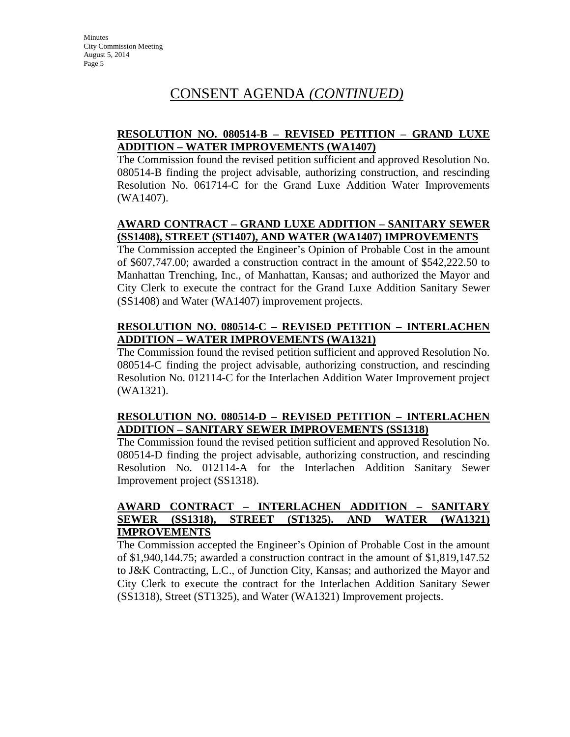# CONSENT AGENDA *(CONTINUED)*

**RESOLUTION NO. 080514-B – REVISED PETITION – GRAND LUXE ADDITION – WATER IMPROVEMENTS (WA1407)**

The Commission found the revised petition sufficient and approved Resolution No. 080514-B finding the project advisable, authorizing construction, and rescinding Resolution No. 061714-C for the Grand Luxe Addition Water Improvements (WA1407).

**AWARD CONTRACT – GRAND LUXE ADDITION – SANITARY SEWER (SS1408), STREET (ST1407), AND WATER (WA1407) IMPROVEMENTS**

The Commission accepted the Engineer's Opinion of Probable Cost in the amount of $607,747.00; awarded a construction contract in the amount of $542,222.50 to Manhattan Trenching, Inc., of Manhattan, Kansas; and authorized the Mayor and City Clerk to execute the contract for the Grand Luxe Addition Sanitary Sewer (SS1408) and Water (WA1407) improvement projects.

**RESOLUTION NO. 080514-C – REVISED PETITION – INTERLACHEN ADDITION – WATER IMPROVEMENTS (WA1321)**

The Commission found the revised petition sufficient and approved Resolution No. 080514-C finding the project advisable, authorizing construction, and rescinding Resolution No. 012114-C for the Interlachen Addition Water Improvement project (WA1321).

**RESOLUTION NO. 080514-D – REVISED PETITION – INTERLACHEN ADDITION – SANITARY SEWER IMPROVEMENTS (SS1318)**

The Commission found the revised petition sufficient and approved Resolution No. 080514-D finding the project advisable, authorizing construction, and rescinding Resolution No. 012114-A for the Interlachen Addition Sanitary Sewer Improvement project (SS1318).

**AWARD CONTRACT – INTERLACHEN ADDITION – SANITARY SEWER (SS1318), STREET (ST1325). AND WATER (WA1321) IMPROVEMENTS**

The Commission accepted the Engineer's Opinion of Probable Cost in the amount of $1,940,144.75; awarded a construction contract in the amount of $1,819,147.52 to J&K Contracting, L.C., of Junction City, Kansas; and authorized the Mayor and City Clerk to execute the contract for the Interlachen Addition Sanitary Sewer (SS1318), Street (ST1325), and Water (WA1321) Improvement projects.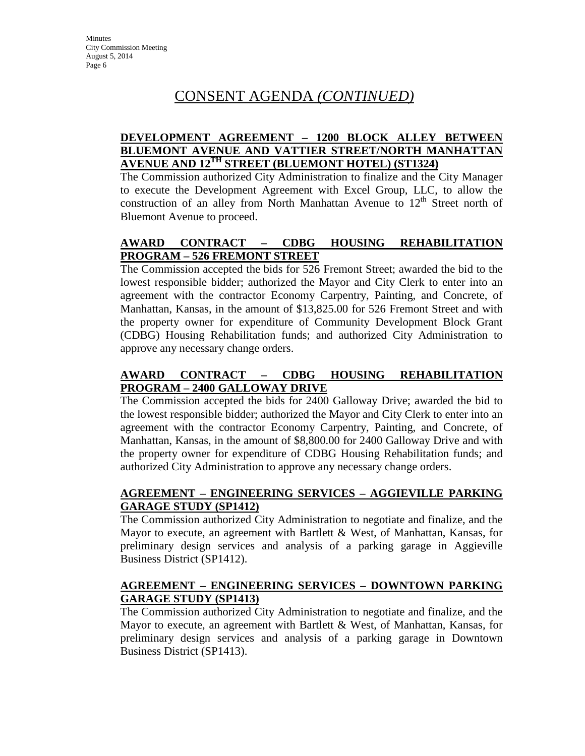# CONSENT AGENDA *(CONTINUED)*

**DEVELOPMENT AGREEMENT – 1200 BLOCK ALLEY BETWEEN BLUEMONT AVENUE AND VATTIER STREET/NORTH MANHATTAN AVENUE AND 12TH STREET (BLUEMONT HOTEL) (ST1324)**

The Commission authorized City Administration to finalize and the City Manager to execute the Development Agreement with Excel Group, LLC, to allow the construction of an alley from North Manhattan Avenue to 12th Street north of Bluemont Avenue to proceed.

**AWARD CONTRACT – CDBG HOUSING REHABILITATION PROGRAM – 526 FREMONT STREET**

The Commission accepted the bids for 526 Fremont Street; awarded the bid to the lowest responsible bidder; authorized the Mayor and City Clerk to enter into an agreement with the contractor Economy Carpentry, Painting, and Concrete, of Manhattan, Kansas, in the amount of $13,825.00 for 526 Fremont Street and with the property owner for expenditure of Community Development Block Grant (CDBG) Housing Rehabilitation funds; and authorized City Administration to approve any necessary change orders.

**AWARD CONTRACT – CDBG HOUSING REHABILITATION PROGRAM – 2400 GALLOWAY DRIVE**

The Commission accepted the bids for 2400 Galloway Drive; awarded the bid to the lowest responsible bidder; authorized the Mayor and City Clerk to enter into an agreement with the contractor Economy Carpentry, Painting, and Concrete, of Manhattan, Kansas, in the amount of $8,800.00 for 2400 Galloway Drive and with the property owner for expenditure of CDBG Housing Rehabilitation funds; and authorized City Administration to approve any necessary change orders.

**AGREEMENT – ENGINEERING SERVICES – AGGIEVILLE PARKING GARAGE STUDY (SP1412)**

The Commission authorized City Administration to negotiate and finalize, and the Mayor to execute, an agreement with Bartlett & West, of Manhattan, Kansas, for preliminary design services and analysis of a parking garage in Aggieville Business District (SP1412).

**AGREEMENT – ENGINEERING SERVICES – DOWNTOWN PARKING GARAGE STUDY (SP1413)**

The Commission authorized City Administration to negotiate and finalize, and the Mayor to execute, an agreement with Bartlett & West, of Manhattan, Kansas, for preliminary design services and analysis of a parking garage in Downtown Business District (SP1413).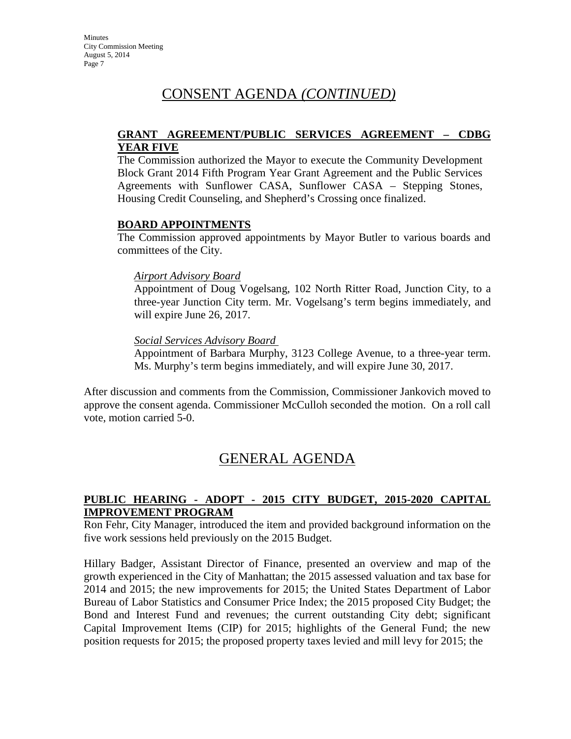# CONSENT AGENDA *(CONTINUED)*

**GRANT AGREEMENT/PUBLIC SERVICES AGREEMENT – CDBG YEAR FIVE**

The Commission authorized the Mayor to execute the Community Development Block Grant 2014 Fifth Program Year Grant Agreement and the Public Services Agreements with Sunflower CASA, Sunflower CASA – Stepping Stones, Housing Credit Counseling, and Shepherd's Crossing once finalized.

**BOARD APPOINTMENTS**

The Commission approved appointments by Mayor Butler to various boards and committees of the City.

*Airport Advisory Board*

Appointment of Doug Vogelsang, 102 North Ritter Road, Junction City, to a three-year Junction City term. Mr. Vogelsang's term begins immediately, and will expire June 26, 2017.

*Social Services Advisory Board*

Appointment of Barbara Murphy, 3123 College Avenue, to a three-year term. Ms. Murphy's term begins immediately, and will expire June 30, 2017.

After discussion and comments from the Commission, Commissioner Jankovich moved to approve the consent agenda. Commissioner McCulloh seconded the motion. On a roll call vote, motion carried 5-0.

# GENERAL AGENDA

**PUBLIC HEARING - ADOPT - 2015 CITY BUDGET, 2015-2020 CAPITAL IMPROVEMENT PROGRAM**

Ron Fehr, City Manager, introduced the item and provided background information on the five work sessions held previously on the 2015 Budget.

Hillary Badger, Assistant Director of Finance, presented an overview and map of the growth experienced in the City of Manhattan; the 2015 assessed valuation and tax base for 2014 and 2015; the new improvements for 2015; the United States Department of Labor Bureau of Labor Statistics and Consumer Price Index; the 2015 proposed City Budget; the Bond and Interest Fund and revenues; the current outstanding City debt; significant Capital Improvement Items (CIP) for 2015; highlights of the General Fund; the new position requests for 2015; the proposed property taxes levied and mill levy for 2015; the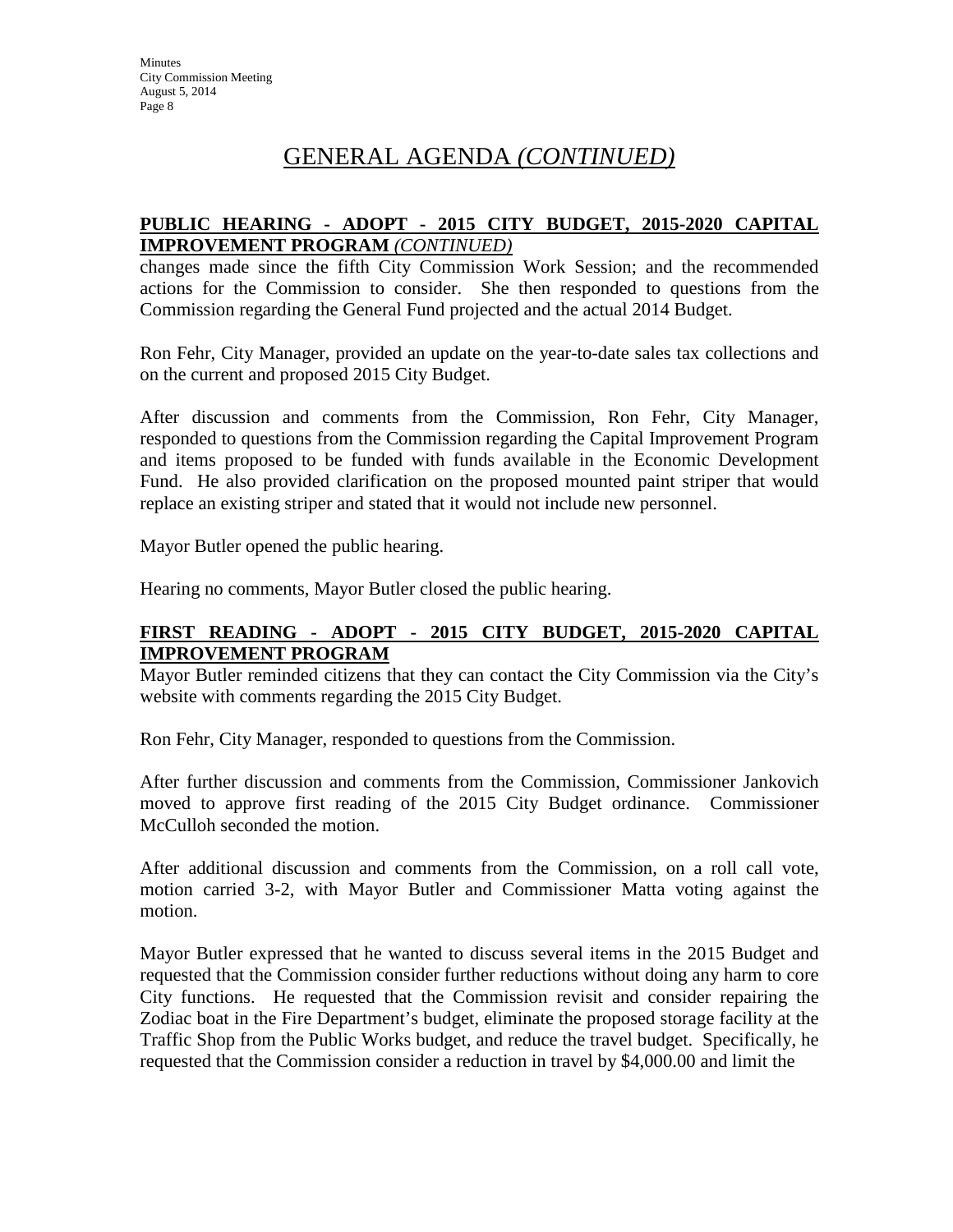# GENERAL AGENDA *(CONTINUED)*

**PUBLIC HEARING - ADOPT - 2015 CITY BUDGET, 2015-2020 CAPITAL IMPROVEMENT PROGRAM** ***(CONTINUED)***

changes made since the fifth City Commission Work Session; and the recommended actions for the Commission to consider. She then responded to questions from the Commission regarding the General Fund projected and the actual 2014 Budget.

Ron Fehr, City Manager, provided an update on the year-to-date sales tax collections and on the current and proposed 2015 City Budget.

After discussion and comments from the Commission, Ron Fehr, City Manager, responded to questions from the Commission regarding the Capital Improvement Program and items proposed to be funded with funds available in the Economic Development Fund. He also provided clarification on the proposed mounted paint striper that would replace an existing striper and stated that it would not include new personnel.

Mayor Butler opened the public hearing.

Hearing no comments, Mayor Butler closed the public hearing.

**FIRST READING - ADOPT - 2015 CITY BUDGET, 2015-2020 CAPITAL IMPROVEMENT PROGRAM**

Mayor Butler reminded citizens that they can contact the City Commission via the City's website with comments regarding the 2015 City Budget.

Ron Fehr, City Manager, responded to questions from the Commission.

After further discussion and comments from the Commission, Commissioner Jankovich moved to approve first reading of the 2015 City Budget ordinance. Commissioner McCulloh seconded the motion.

After additional discussion and comments from the Commission, on a roll call vote, motion carried 3-2, with Mayor Butler and Commissioner Matta voting against the motion.

Mayor Butler expressed that he wanted to discuss several items in the 2015 Budget and requested that the Commission consider further reductions without doing any harm to core City functions. He requested that the Commission revisit and consider repairing the Zodiac boat in the Fire Department's budget, eliminate the proposed storage facility at the Traffic Shop from the Public Works budget, and reduce the travel budget. Specifically, he requested that the Commission consider a reduction in travel by $4,000.00 and limit the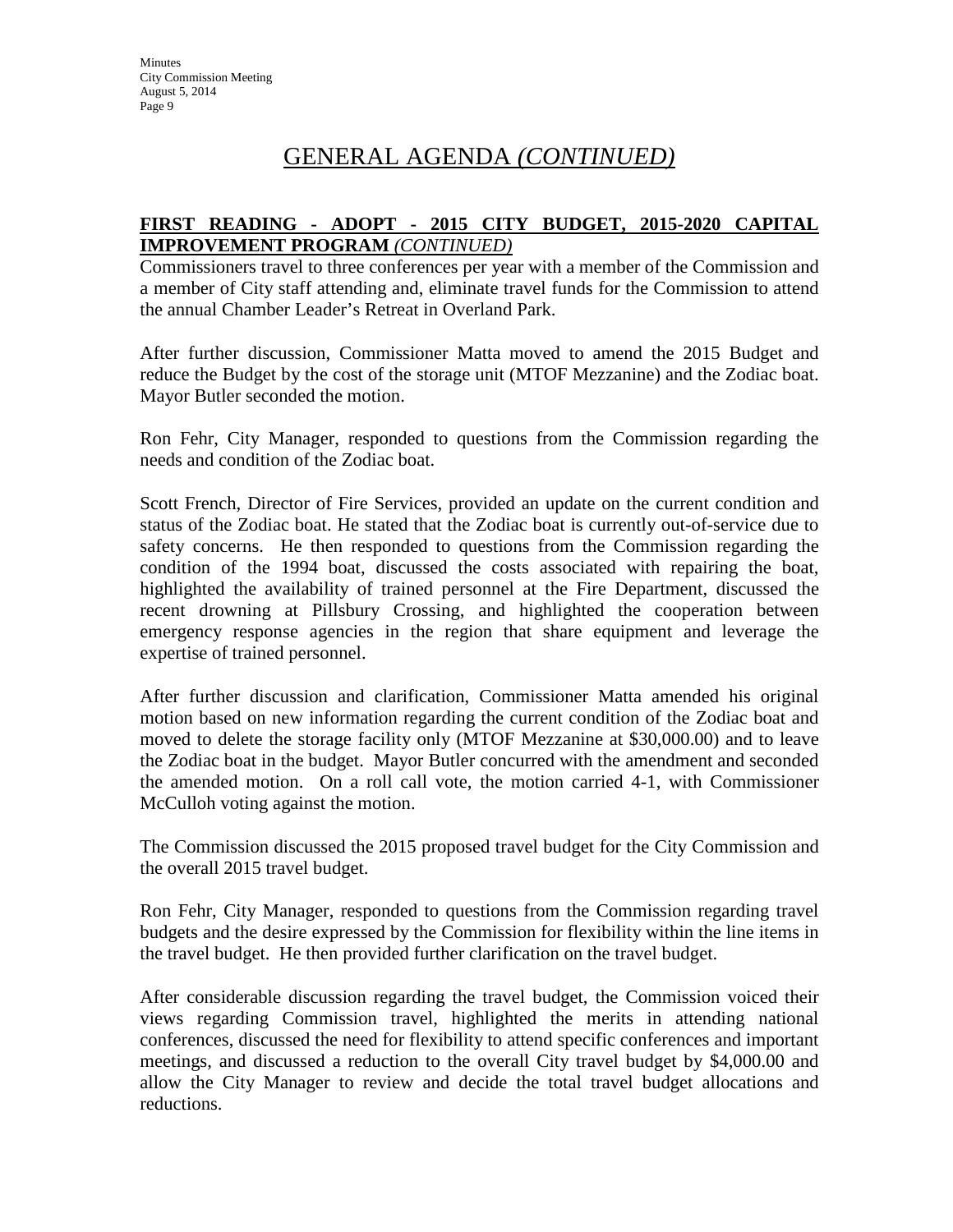# GENERAL AGENDA *(CONTINUED)*

**FIRST READING - ADOPT - 2015 CITY BUDGET, 2015-2020 CAPITAL IMPROVEMENT PROGRAM** *(CONTINUED)*

Commissioners travel to three conferences per year with a member of the Commission and a member of City staff attending and, eliminate travel funds for the Commission to attend the annual Chamber Leader's Retreat in Overland Park.

After further discussion, Commissioner Matta moved to amend the 2015 Budget and reduce the Budget by the cost of the storage unit (MTOF Mezzanine) and the Zodiac boat. Mayor Butler seconded the motion.

Ron Fehr, City Manager, responded to questions from the Commission regarding the needs and condition of the Zodiac boat.

Scott French, Director of Fire Services, provided an update on the current condition and status of the Zodiac boat. He stated that the Zodiac boat is currently out-of-service due to safety concerns. He then responded to questions from the Commission regarding the condition of the 1994 boat, discussed the costs associated with repairing the boat, highlighted the availability of trained personnel at the Fire Department, discussed the recent drowning at Pillsbury Crossing, and highlighted the cooperation between emergency response agencies in the region that share equipment and leverage the expertise of trained personnel.

After further discussion and clarification, Commissioner Matta amended his original motion based on new information regarding the current condition of the Zodiac boat and moved to delete the storage facility only (MTOF Mezzanine at $30,000.00) and to leave the Zodiac boat in the budget. Mayor Butler concurred with the amendment and seconded the amended motion. On a roll call vote, the motion carried 4-1, with Commissioner McCulloh voting against the motion.

The Commission discussed the 2015 proposed travel budget for the City Commission and the overall 2015 travel budget.

Ron Fehr, City Manager, responded to questions from the Commission regarding travel budgets and the desire expressed by the Commission for flexibility within the line items in the travel budget. He then provided further clarification on the travel budget.

After considerable discussion regarding the travel budget, the Commission voiced their views regarding Commission travel, highlighted the merits in attending national conferences, discussed the need for flexibility to attend specific conferences and important meetings, and discussed a reduction to the overall City travel budget by $4,000.00 and allow the City Manager to review and decide the total travel budget allocations and reductions.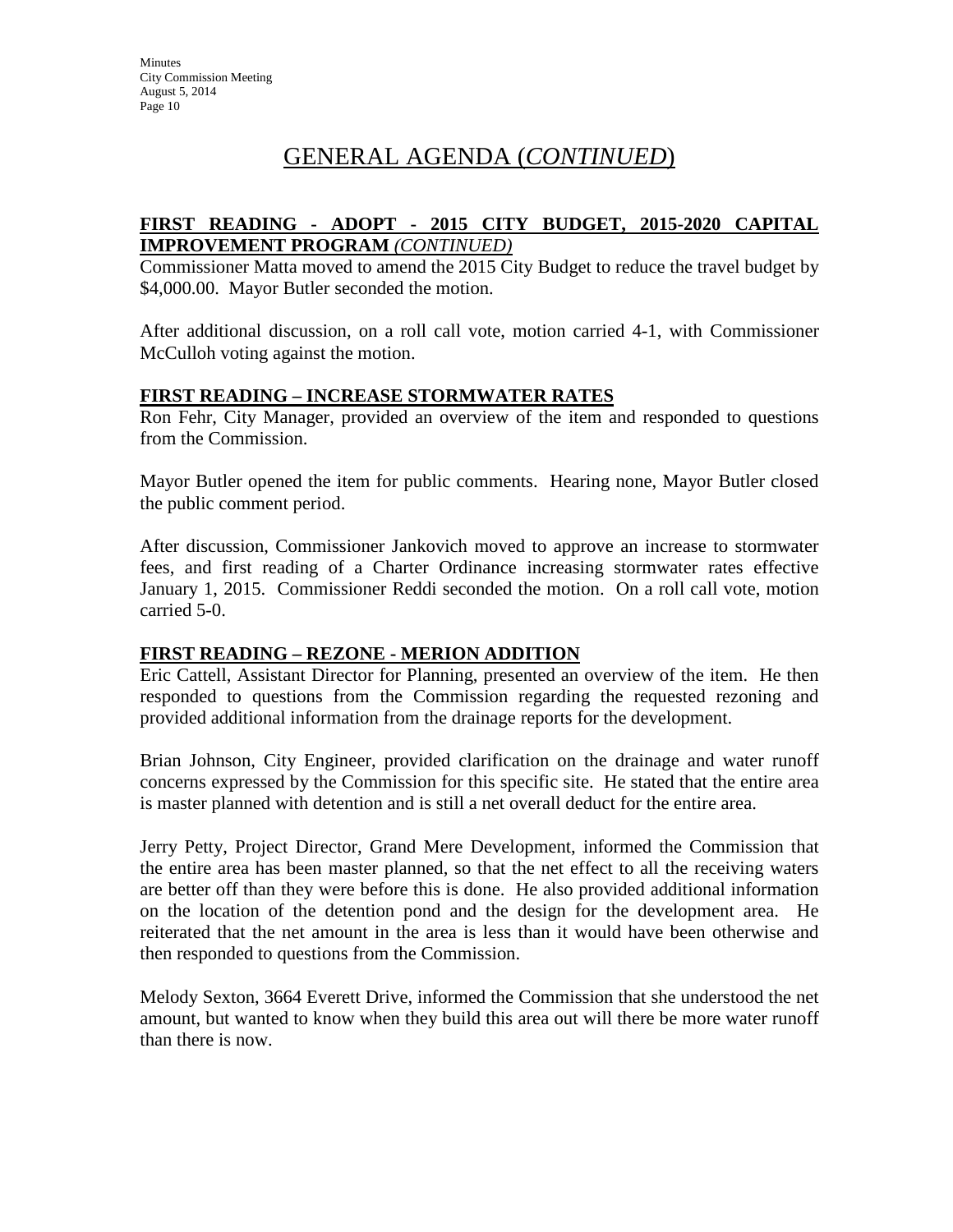# GENERAL AGENDA (*CONTINUED*)

**FIRST READING - ADOPT - 2015 CITY BUDGET, 2015-2020 CAPITAL IMPROVEMENT PROGRAM** ***(CONTINUED)***

Commissioner Matta moved to amend the 2015 City Budget to reduce the travel budget by $4,000.00. Mayor Butler seconded the motion.

After additional discussion, on a roll call vote, motion carried 4-1, with Commissioner McCulloh voting against the motion.

**FIRST READING – INCREASE STORMWATER RATES**

Ron Fehr, City Manager, provided an overview of the item and responded to questions from the Commission.

Mayor Butler opened the item for public comments. Hearing none, Mayor Butler closed the public comment period.

After discussion, Commissioner Jankovich moved to approve an increase to stormwater fees, and first reading of a Charter Ordinance increasing stormwater rates effective January 1, 2015. Commissioner Reddi seconded the motion. On a roll call vote, motion carried 5-0.

**FIRST READING – REZONE - MERION ADDITION**

Eric Cattell, Assistant Director for Planning, presented an overview of the item. He then responded to questions from the Commission regarding the requested rezoning and provided additional information from the drainage reports for the development.

Brian Johnson, City Engineer, provided clarification on the drainage and water runoff concerns expressed by the Commission for this specific site. He stated that the entire area is master planned with detention and is still a net overall deduct for the entire area.

Jerry Petty, Project Director, Grand Mere Development, informed the Commission that the entire area has been master planned, so that the net effect to all the receiving waters are better off than they were before this is done. He also provided additional information on the location of the detention pond and the design for the development area. He reiterated that the net amount in the area is less than it would have been otherwise and then responded to questions from the Commission.

Melody Sexton, 3664 Everett Drive, informed the Commission that she understood the net amount, but wanted to know when they build this area out will there be more water runoff than there is now.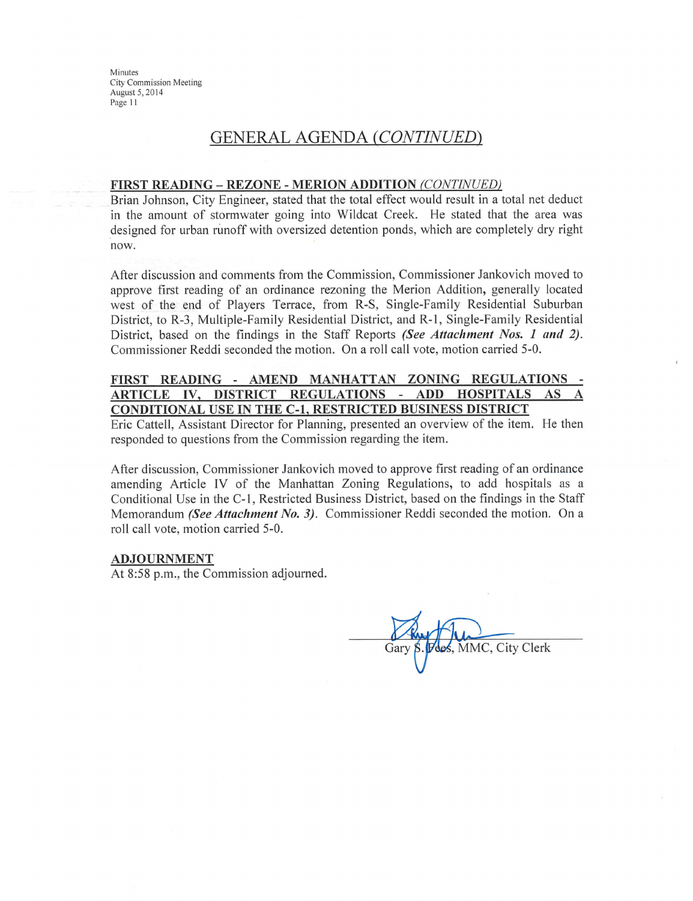## GENERAL AGENDA *(CONTINUED)*

**FIRST READING – REZONE - MERION ADDITION** *(CONTINUED)*

Brian Johnson, City Engineer, stated that the total effect would result in a total net deduct in the amount of stormwater going into Wildcat Creek. He stated that the area was designed for urban runoff with oversized detention ponds, which are completely dry right now.

After discussion and comments from the Commission, Commissioner Jankovich moved to approve first reading of an ordinance rezoning the Merion Addition, generally located west of the end of Players Terrace, from R-S, Single-Family Residential Suburban District, to R-3, Multiple-Family Residential District, and R-1, Single-Family Residential District, based on the findings in the Staff Reports ***(See Attachment Nos. 1 and 2)***. Commissioner Reddi seconded the motion. On a roll call vote, motion carried 5-0.

**FIRST READING - AMEND MANHATTAN ZONING REGULATIONS - ARTICLE IV, DISTRICT REGULATIONS - ADD HOSPITALS AS A CONDITIONAL USE IN THE C-1, RESTRICTED BUSINESS DISTRICT**

Eric Cattell, Assistant Director for Planning, presented an overview of the item. He then responded to questions from the Commission regarding the item.

After discussion, Commissioner Jankovich moved to approve first reading of an ordinance amending Article IV of the Manhattan Zoning Regulations, to add hospitals as a Conditional Use in the C-1, Restricted Business District, based on the findings in the Staff Memorandum ***(See Attachment No. 3)***. Commissioner Reddi seconded the motion. On a roll call vote, motion carried 5-0.

**ADJOURNMENT**

At 8:58 p.m., the Commission adjourned.

Gary S. Fees, MMC, City Clerk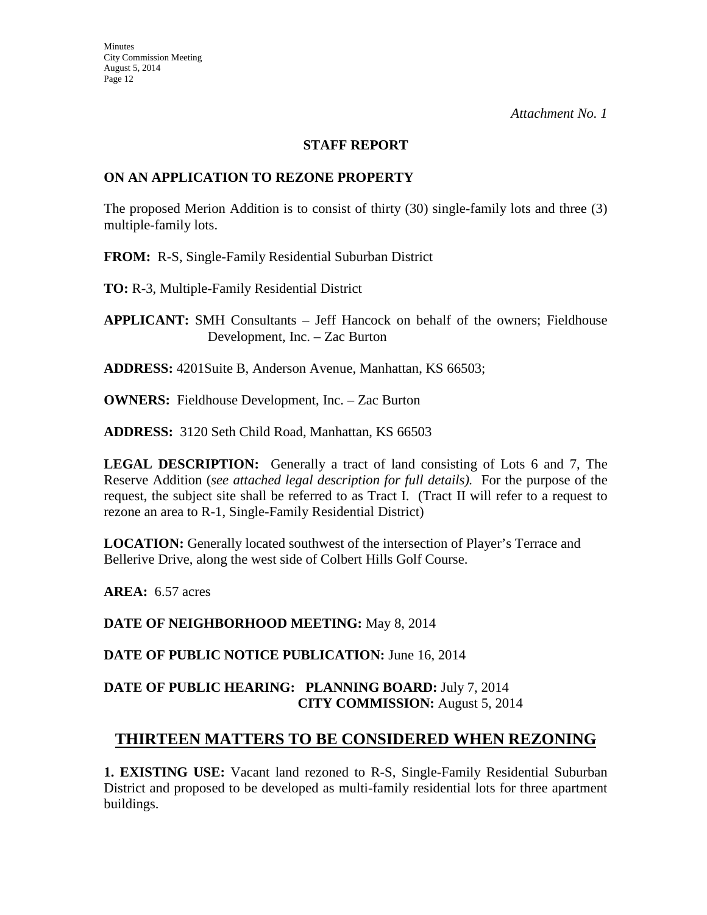*Attachment No. 1*

**STAFF REPORT**

**ON AN APPLICATION TO REZONE PROPERTY**

The proposed Merion Addition is to consist of thirty (30) single-family lots and three (3) multiple-family lots.

**FROM:** R-S, Single-Family Residential Suburban District

**TO:** R-3, Multiple-Family Residential District

**APPLICANT:** SMH Consultants – Jeff Hancock on behalf of the owners; Fieldhouse Development, Inc. – Zac Burton

**ADDRESS:** 4201Suite B, Anderson Avenue, Manhattan, KS 66503;

**OWNERS:** Fieldhouse Development, Inc. – Zac Burton

**ADDRESS:** 3120 Seth Child Road, Manhattan, KS 66503

**LEGAL DESCRIPTION:** Generally a tract of land consisting of Lots 6 and 7, The Reserve Addition (*see attached legal description for full details).* For the purpose of the request, the subject site shall be referred to as Tract I. (Tract II will refer to a request to rezone an area to R-1, Single-Family Residential District)

**LOCATION:** Generally located southwest of the intersection of Player's Terrace and Bellerive Drive, along the west side of Colbert Hills Golf Course.

**AREA:** 6.57 acres

**DATE OF NEIGHBORHOOD MEETING:** May 8, 2014

**DATE OF PUBLIC NOTICE PUBLICATION:** June 16, 2014

**DATE OF PUBLIC HEARING: PLANNING BOARD:** July 7, 2014
**CITY COMMISSION:** August 5, 2014

## THIRTEEN MATTERS TO BE CONSIDERED WHEN REZONING

**1. EXISTING USE:** Vacant land rezoned to R-S, Single-Family Residential Suburban District and proposed to be developed as multi-family residential lots for three apartment buildings.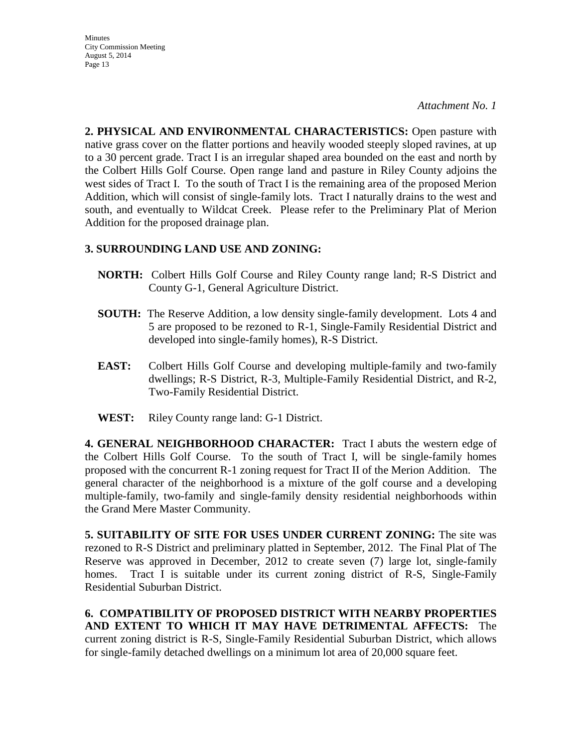*Attachment No. 1*

**2. PHYSICAL AND ENVIRONMENTAL CHARACTERISTICS:** Open pasture with native grass cover on the flatter portions and heavily wooded steeply sloped ravines, at up to a 30 percent grade. Tract I is an irregular shaped area bounded on the east and north by the Colbert Hills Golf Course. Open range land and pasture in Riley County adjoins the west sides of Tract I. To the south of Tract I is the remaining area of the proposed Merion Addition, which will consist of single-family lots. Tract I naturally drains to the west and south, and eventually to Wildcat Creek. Please refer to the Preliminary Plat of Merion Addition for the proposed drainage plan.

**3. SURROUNDING LAND USE AND ZONING:**

**NORTH:** Colbert Hills Golf Course and Riley County range land; R-S District and County G-1, General Agriculture District.

**SOUTH:** The Reserve Addition, a low density single-family development. Lots 4 and 5 are proposed to be rezoned to R-1, Single-Family Residential District and developed into single-family homes), R-S District.

**EAST:** Colbert Hills Golf Course and developing multiple-family and two-family dwellings; R-S District, R-3, Multiple-Family Residential District, and R-2, Two-Family Residential District.

**WEST:** Riley County range land: G-1 District.

**4. GENERAL NEIGHBORHOOD CHARACTER:** Tract I abuts the western edge of the Colbert Hills Golf Course. To the south of Tract I, will be single-family homes proposed with the concurrent R-1 zoning request for Tract II of the Merion Addition. The general character of the neighborhood is a mixture of the golf course and a developing multiple-family, two-family and single-family density residential neighborhoods within the Grand Mere Master Community.

**5. SUITABILITY OF SITE FOR USES UNDER CURRENT ZONING:** The site was rezoned to R-S District and preliminary platted in September, 2012. The Final Plat of The Reserve was approved in December, 2012 to create seven (7) large lot, single-family homes. Tract I is suitable under its current zoning district of R-S, Single-Family Residential Suburban District.

**6. COMPATIBILITY OF PROPOSED DISTRICT WITH NEARBY PROPERTIES AND EXTENT TO WHICH IT MAY HAVE DETRIMENTAL AFFECTS:** The current zoning district is R-S, Single-Family Residential Suburban District, which allows for single-family detached dwellings on a minimum lot area of 20,000 square feet.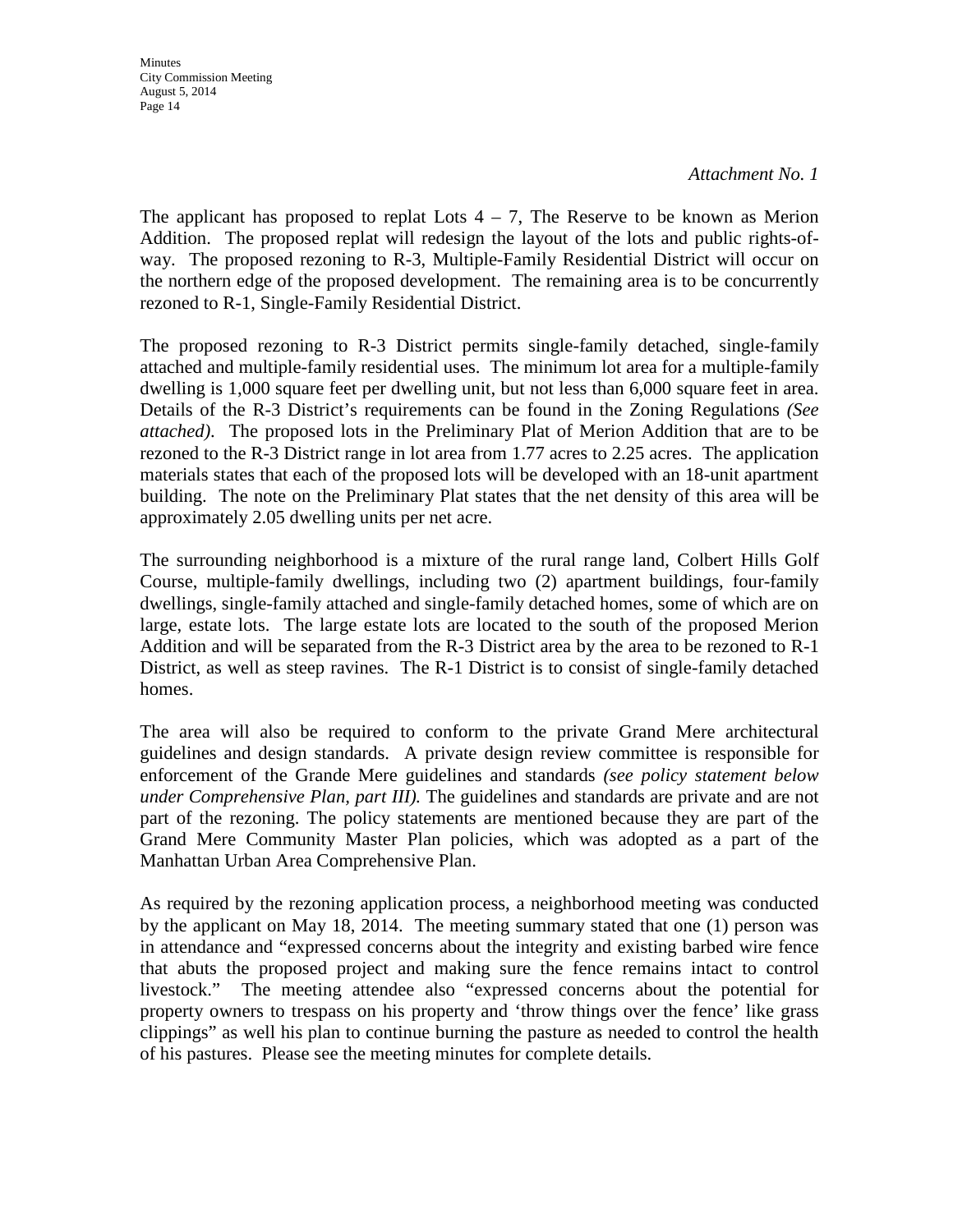*Attachment No. 1*

The applicant has proposed to replat Lots 4 – 7, The Reserve to be known as Merion Addition. The proposed replat will redesign the layout of the lots and public rights-of-way. The proposed rezoning to R-3, Multiple-Family Residential District will occur on the northern edge of the proposed development. The remaining area is to be concurrently rezoned to R-1, Single-Family Residential District.

The proposed rezoning to R-3 District permits single-family detached, single-family attached and multiple-family residential uses. The minimum lot area for a multiple-family dwelling is 1,000 square feet per dwelling unit, but not less than 6,000 square feet in area. Details of the R-3 District's requirements can be found in the Zoning Regulations *(See attached)*. The proposed lots in the Preliminary Plat of Merion Addition that are to be rezoned to the R-3 District range in lot area from 1.77 acres to 2.25 acres. The application materials states that each of the proposed lots will be developed with an 18-unit apartment building. The note on the Preliminary Plat states that the net density of this area will be approximately 2.05 dwelling units per net acre.

The surrounding neighborhood is a mixture of the rural range land, Colbert Hills Golf Course, multiple-family dwellings, including two (2) apartment buildings, four-family dwellings, single-family attached and single-family detached homes, some of which are on large, estate lots. The large estate lots are located to the south of the proposed Merion Addition and will be separated from the R-3 District area by the area to be rezoned to R-1 District, as well as steep ravines. The R-1 District is to consist of single-family detached homes.

The area will also be required to conform to the private Grand Mere architectural guidelines and design standards. A private design review committee is responsible for enforcement of the Grande Mere guidelines and standards *(see policy statement below under Comprehensive Plan, part III).* The guidelines and standards are private and are not part of the rezoning. The policy statements are mentioned because they are part of the Grand Mere Community Master Plan policies, which was adopted as a part of the Manhattan Urban Area Comprehensive Plan.

As required by the rezoning application process, a neighborhood meeting was conducted by the applicant on May 18, 2014. The meeting summary stated that one (1) person was in attendance and "expressed concerns about the integrity and existing barbed wire fence that abuts the proposed project and making sure the fence remains intact to control livestock." The meeting attendee also "expressed concerns about the potential for property owners to trespass on his property and 'throw things over the fence' like grass clippings" as well his plan to continue burning the pasture as needed to control the health of his pastures. Please see the meeting minutes for complete details.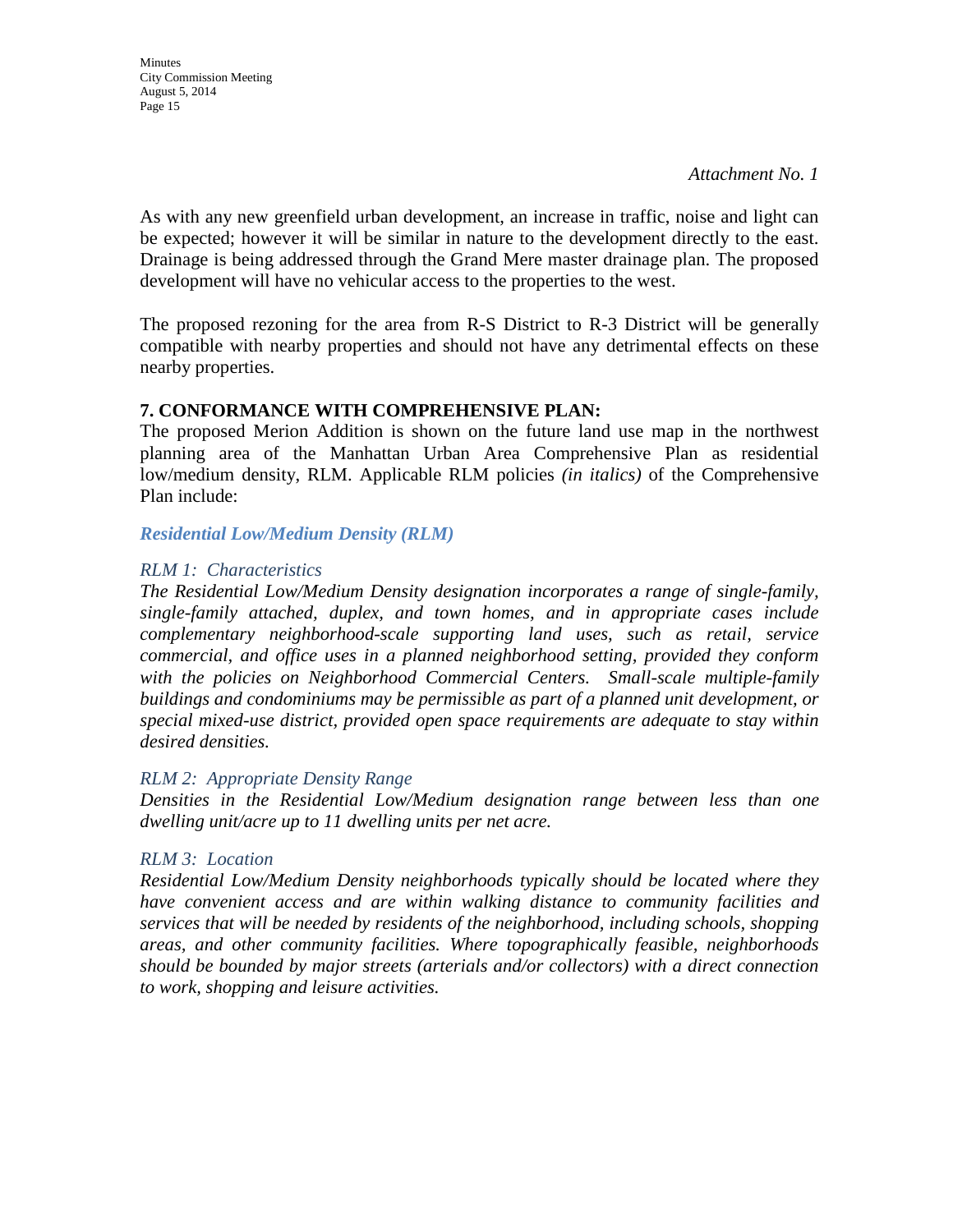*Attachment No. 1*

As with any new greenfield urban development, an increase in traffic, noise and light can be expected; however it will be similar in nature to the development directly to the east. Drainage is being addressed through the Grand Mere master drainage plan. The proposed development will have no vehicular access to the properties to the west.

The proposed rezoning for the area from R-S District to R-3 District will be generally compatible with nearby properties and should not have any detrimental effects on these nearby properties.

**7. CONFORMANCE WITH COMPREHENSIVE PLAN:**
The proposed Merion Addition is shown on the future land use map in the northwest planning area of the Manhattan Urban Area Comprehensive Plan as residential low/medium density, RLM. Applicable RLM policies *(in italics)* of the Comprehensive Plan include:

***Residential Low/Medium Density (RLM)***

*RLM 1: Characteristics*
***The Residential Low/Medium Density designation incorporates a range of single-family, single-family attached, duplex, and town homes, and in appropriate cases include complementary neighborhood-scale supporting land uses, such as retail, service commercial, and office uses in a planned neighborhood setting, provided they conform with the policies on Neighborhood Commercial Centers. Small-scale multiple-family buildings and condominiums may be permissible as part of a planned unit development, or special mixed-use district, provided open space requirements are adequate to stay within desired densities.***

*RLM 2: Appropriate Density Range*
***Densities in the Residential Low/Medium designation range between less than one dwelling unit/acre up to 11 dwelling units per net acre.***

*RLM 3: Location*
***Residential Low/Medium Density neighborhoods typically should be located where they have convenient access and are within walking distance to community facilities and services that will be needed by residents of the neighborhood, including schools, shopping areas, and other community facilities. Where topographically feasible, neighborhoods should be bounded by major streets (arterials and/or collectors) with a direct connection to work, shopping and leisure activities.***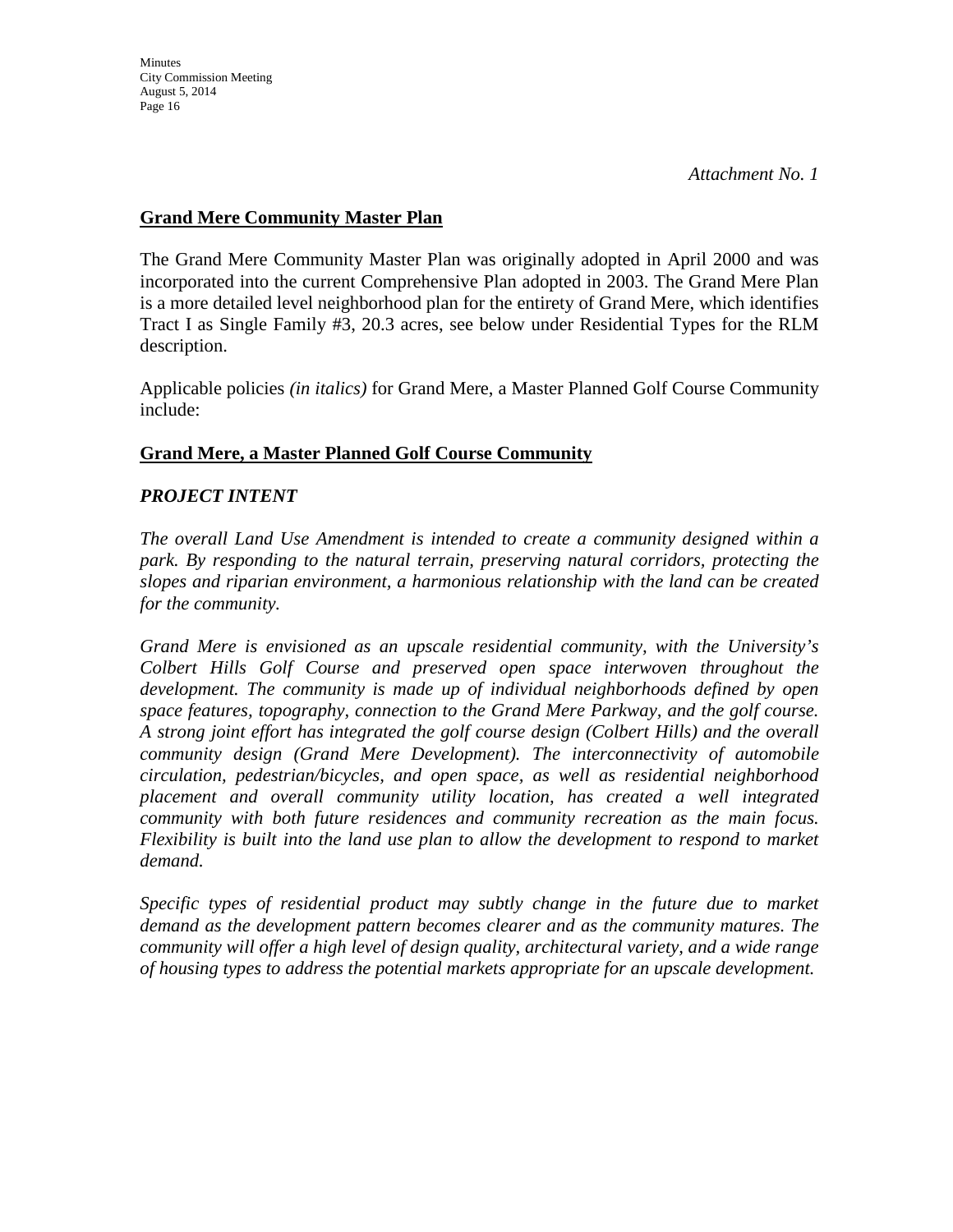*Attachment No. 1*

**<u>Grand Mere Community Master Plan</u>**

The Grand Mere Community Master Plan was originally adopted in April 2000 and was incorporated into the current Comprehensive Plan adopted in 2003. The Grand Mere Plan is a more detailed level neighborhood plan for the entirety of Grand Mere, which identifies Tract I as Single Family #3, 20.3 acres, see below under Residential Types for the RLM description.

Applicable policies *(in italics)* for Grand Mere, a Master Planned Golf Course Community include:

**<u>Grand Mere, a Master Planned Golf Course Community</u>**

***PROJECT INTENT***

*The overall Land Use Amendment is intended to create a community designed within a park. By responding to the natural terrain, preserving natural corridors, protecting the slopes and riparian environment, a harmonious relationship with the land can be created for the community.*

*Grand Mere is envisioned as an upscale residential community, with the University's Colbert Hills Golf Course and preserved open space interwoven throughout the development. The community is made up of individual neighborhoods defined by open space features, topography, connection to the Grand Mere Parkway, and the golf course. A strong joint effort has integrated the golf course design (Colbert Hills) and the overall community design (Grand Mere Development). The interconnectivity of automobile circulation, pedestrian/bicycles, and open space, as well as residential neighborhood placement and overall community utility location, has created a well integrated community with both future residences and community recreation as the main focus. Flexibility is built into the land use plan to allow the development to respond to market demand.*

*Specific types of residential product may subtly change in the future due to market demand as the development pattern becomes clearer and as the community matures. The community will offer a high level of design quality, architectural variety, and a wide range of housing types to address the potential markets appropriate for an upscale development.*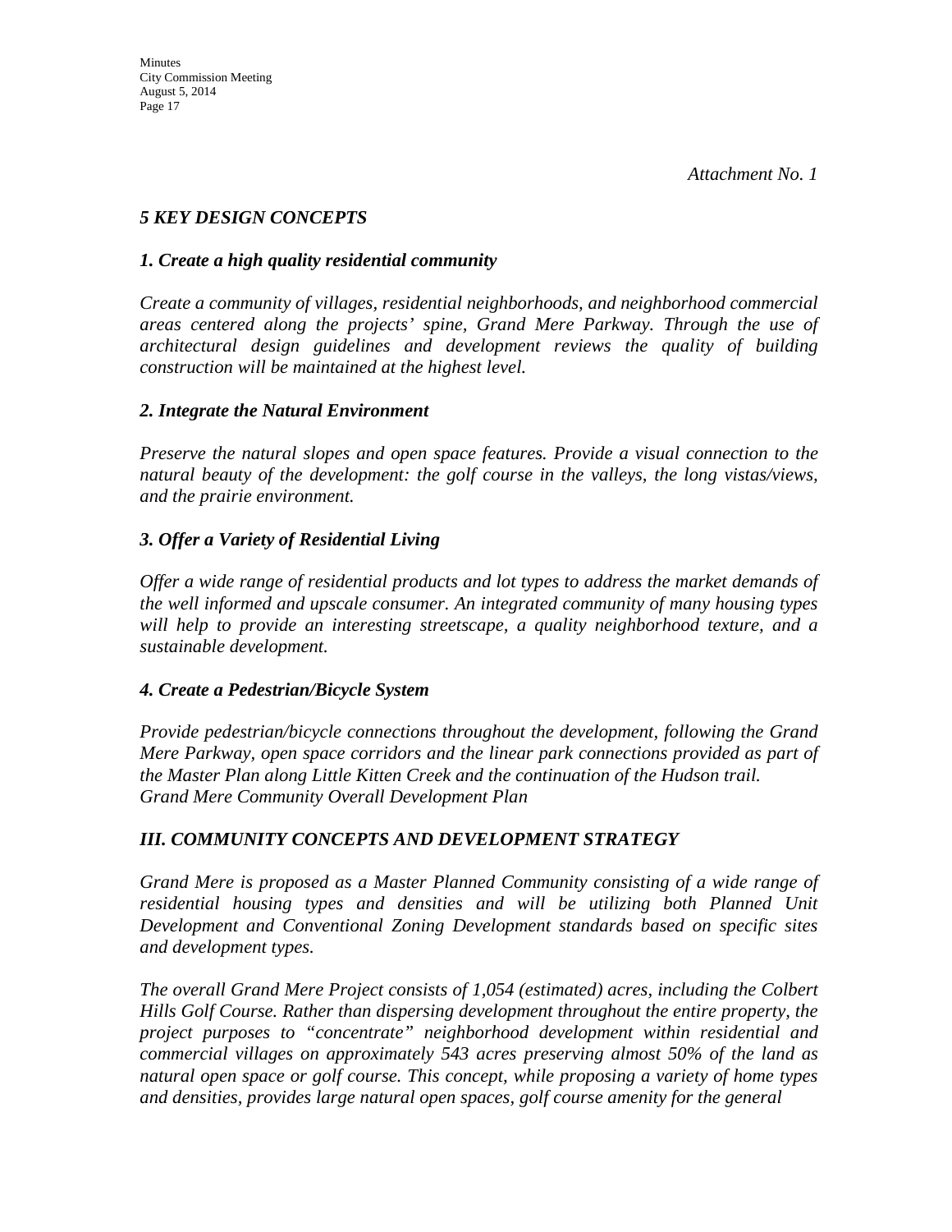*Attachment No. 1*

### *5 KEY DESIGN CONCEPTS*

#### *1. Create a high quality residential community*

*Create a community of villages, residential neighborhoods, and neighborhood commercial areas centered along the projects' spine, Grand Mere Parkway. Through the use of architectural design guidelines and development reviews the quality of building construction will be maintained at the highest level.*

#### *2. Integrate the Natural Environment*

*Preserve the natural slopes and open space features. Provide a visual connection to the natural beauty of the development: the golf course in the valleys, the long vistas/views, and the prairie environment.*

#### *3. Offer a Variety of Residential Living*

*Offer a wide range of residential products and lot types to address the market demands of the well informed and upscale consumer. An integrated community of many housing types will help to provide an interesting streetscape, a quality neighborhood texture, and a sustainable development.*

#### *4. Create a Pedestrian/Bicycle System*

*Provide pedestrian/bicycle connections throughout the development, following the Grand Mere Parkway, open space corridors and the linear park connections provided as part of the Master Plan along Little Kitten Creek and the continuation of the Hudson trail.*
*Grand Mere Community Overall Development Plan*

### *III. COMMUNITY CONCEPTS AND DEVELOPMENT STRATEGY*

*Grand Mere is proposed as a Master Planned Community consisting of a wide range of residential housing types and densities and will be utilizing both Planned Unit Development and Conventional Zoning Development standards based on specific sites and development types.*

*The overall Grand Mere Project consists of 1,054 (estimated) acres, including the Colbert Hills Golf Course. Rather than dispersing development throughout the entire property, the project purposes to "concentrate" neighborhood development within residential and commercial villages on approximately 543 acres preserving almost 50% of the land as natural open space or golf course. This concept, while proposing a variety of home types and densities, provides large natural open spaces, golf course amenity for the general*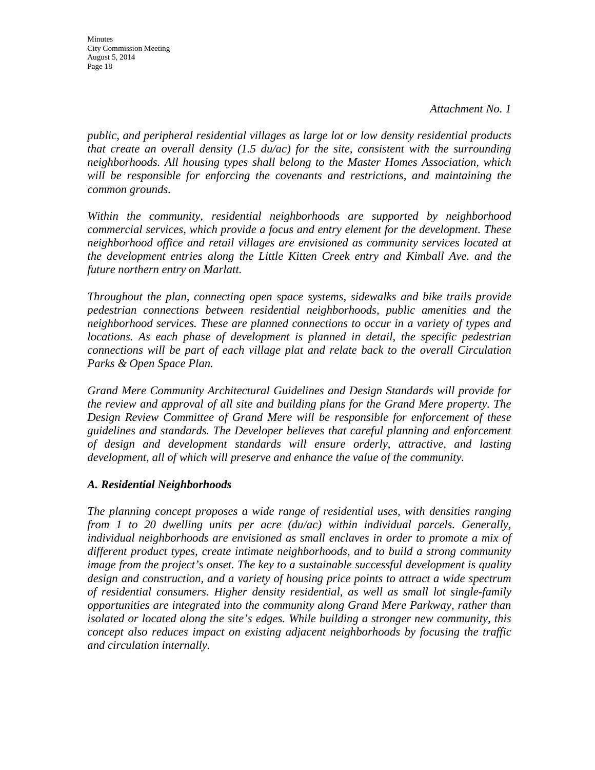*Attachment No. 1*

*public, and peripheral residential villages as large lot or low density residential products that create an overall density (1.5 du/ac) for the site, consistent with the surrounding neighborhoods. All housing types shall belong to the Master Homes Association, which will be responsible for enforcing the covenants and restrictions, and maintaining the common grounds.*

*Within the community, residential neighborhoods are supported by neighborhood commercial services, which provide a focus and entry element for the development. These neighborhood office and retail villages are envisioned as community services located at the development entries along the Little Kitten Creek entry and Kimball Ave. and the future northern entry on Marlatt.*

*Throughout the plan, connecting open space systems, sidewalks and bike trails provide pedestrian connections between residential neighborhoods, public amenities and the neighborhood services. These are planned connections to occur in a variety of types and locations. As each phase of development is planned in detail, the specific pedestrian connections will be part of each village plat and relate back to the overall Circulation Parks & Open Space Plan.*

*Grand Mere Community Architectural Guidelines and Design Standards will provide for the review and approval of all site and building plans for the Grand Mere property. The Design Review Committee of Grand Mere will be responsible for enforcement of these guidelines and standards. The Developer believes that careful planning and enforcement of design and development standards will ensure orderly, attractive, and lasting development, all of which will preserve and enhance the value of the community.*

### *A. Residential Neighborhoods*

*The planning concept proposes a wide range of residential uses, with densities ranging from 1 to 20 dwelling units per acre (du/ac) within individual parcels. Generally, individual neighborhoods are envisioned as small enclaves in order to promote a mix of different product types, create intimate neighborhoods, and to build a strong community image from the project's onset. The key to a sustainable successful development is quality design and construction, and a variety of housing price points to attract a wide spectrum of residential consumers. Higher density residential, as well as small lot single-family opportunities are integrated into the community along Grand Mere Parkway, rather than isolated or located along the site's edges. While building a stronger new community, this concept also reduces impact on existing adjacent neighborhoods by focusing the traffic and circulation internally.*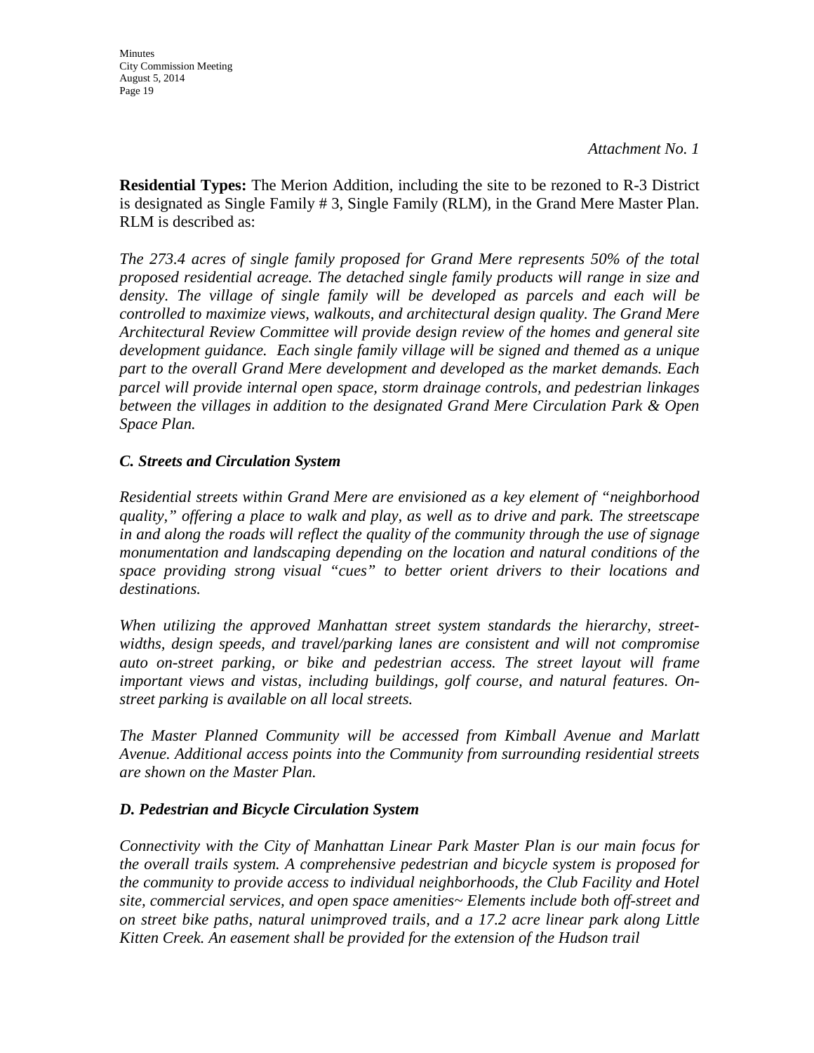*Attachment No. 1*

**Residential Types:** The Merion Addition, including the site to be rezoned to R-3 District is designated as Single Family # 3, Single Family (RLM), in the Grand Mere Master Plan. RLM is described as:

*The 273.4 acres of single family proposed for Grand Mere represents 50% of the total proposed residential acreage. The detached single family products will range in size and density. The village of single family will be developed as parcels and each will be controlled to maximize views, walkouts, and architectural design quality. The Grand Mere Architectural Review Committee will provide design review of the homes and general site development guidance. Each single family village will be signed and themed as a unique part to the overall Grand Mere development and developed as the market demands. Each parcel will provide internal open space, storm drainage controls, and pedestrian linkages between the villages in addition to the designated Grand Mere Circulation Park & Open Space Plan.*

### *C. Streets and Circulation System*

*Residential streets within Grand Mere are envisioned as a key element of "neighborhood quality," offering a place to walk and play, as well as to drive and park. The streetscape in and along the roads will reflect the quality of the community through the use of signage monumentation and landscaping depending on the location and natural conditions of the space providing strong visual "cues" to better orient drivers to their locations and destinations.*

*When utilizing the approved Manhattan street system standards the hierarchy, street-widths, design speeds, and travel/parking lanes are consistent and will not compromise auto on-street parking, or bike and pedestrian access. The street layout will frame important views and vistas, including buildings, golf course, and natural features. On-street parking is available on all local streets.*

*The Master Planned Community will be accessed from Kimball Avenue and Marlatt Avenue. Additional access points into the Community from surrounding residential streets are shown on the Master Plan.*

### *D. Pedestrian and Bicycle Circulation System*

*Connectivity with the City of Manhattan Linear Park Master Plan is our main focus for the overall trails system. A comprehensive pedestrian and bicycle system is proposed for the community to provide access to individual neighborhoods, the Club Facility and Hotel site, commercial services, and open space amenities~ Elements include both off-street and on street bike paths, natural unimproved trails, and a 17.2 acre linear park along Little Kitten Creek. An easement shall be provided for the extension of the Hudson trail*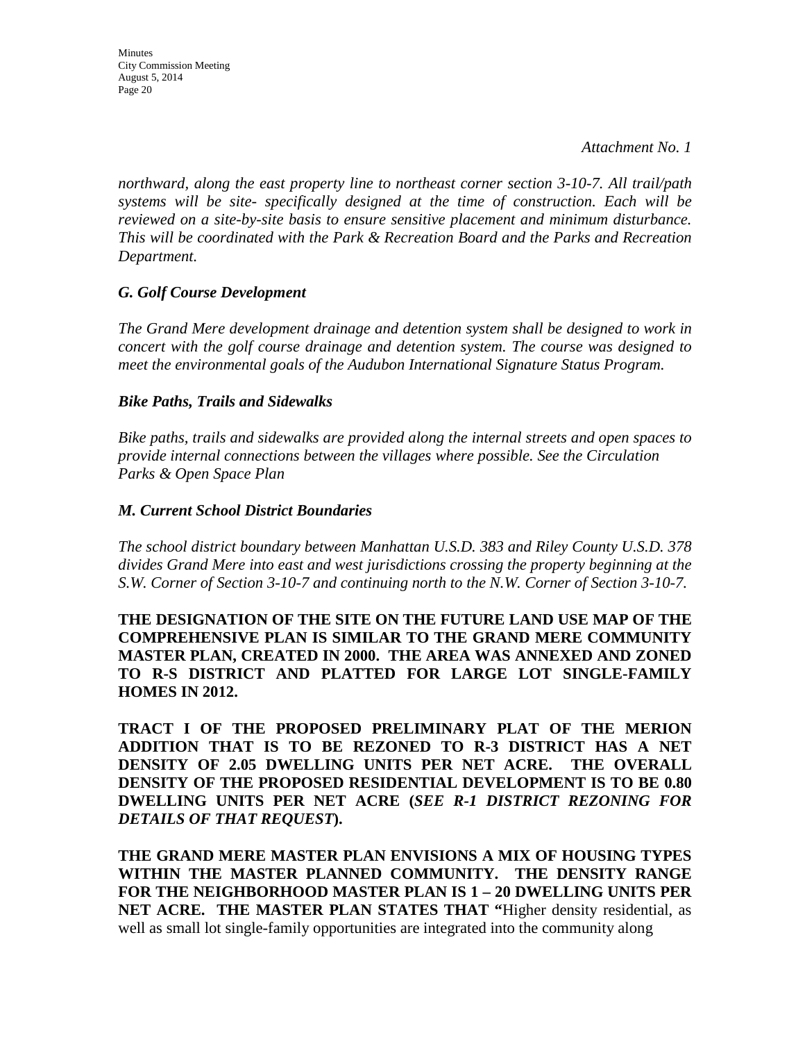*Attachment No. 1*

*northward, along the east property line to northeast corner section 3-10-7. All trail/path systems will be site- specifically designed at the time of construction. Each will be reviewed on a site-by-site basis to ensure sensitive placement and minimum disturbance. This will be coordinated with the Park & Recreation Board and the Parks and Recreation Department.*

### *G. Golf Course Development*

*The Grand Mere development drainage and detention system shall be designed to work in concert with the golf course drainage and detention system. The course was designed to meet the environmental goals of the Audubon International Signature Status Program.*

### *Bike Paths, Trails and Sidewalks*

*Bike paths, trails and sidewalks are provided along the internal streets and open spaces to provide internal connections between the villages where possible. See the Circulation Parks & Open Space Plan*

### *M. Current School District Boundaries*

*The school district boundary between Manhattan U.S.D. 383 and Riley County U.S.D. 378 divides Grand Mere into east and west jurisdictions crossing the property beginning at the S.W. Corner of Section 3-10-7 and continuing north to the N.W. Corner of Section 3-10-7.*

**THE DESIGNATION OF THE SITE ON THE FUTURE LAND USE MAP OF THE COMPREHENSIVE PLAN IS SIMILAR TO THE GRAND MERE COMMUNITY MASTER PLAN, CREATED IN 2000. THE AREA WAS ANNEXED AND ZONED TO R-S DISTRICT AND PLATTED FOR LARGE LOT SINGLE-FAMILY HOMES IN 2012.**

**TRACT I OF THE PROPOSED PRELIMINARY PLAT OF THE MERION ADDITION THAT IS TO BE REZONED TO R-3 DISTRICT HAS A NET DENSITY OF 2.05 DWELLING UNITS PER NET ACRE. THE OVERALL DENSITY OF THE PROPOSED RESIDENTIAL DEVELOPMENT IS TO BE 0.80 DWELLING UNITS PER NET ACRE (*SEE R-1 DISTRICT REZONING FOR DETAILS OF THAT REQUEST*).**

**THE GRAND MERE MASTER PLAN ENVISIONS A MIX OF HOUSING TYPES WITHIN THE MASTER PLANNED COMMUNITY. THE DENSITY RANGE FOR THE NEIGHBORHOOD MASTER PLAN IS 1 – 20 DWELLING UNITS PER NET ACRE. THE MASTER PLAN STATES THAT "**Higher density residential, as well as small lot single-family opportunities are integrated into the community along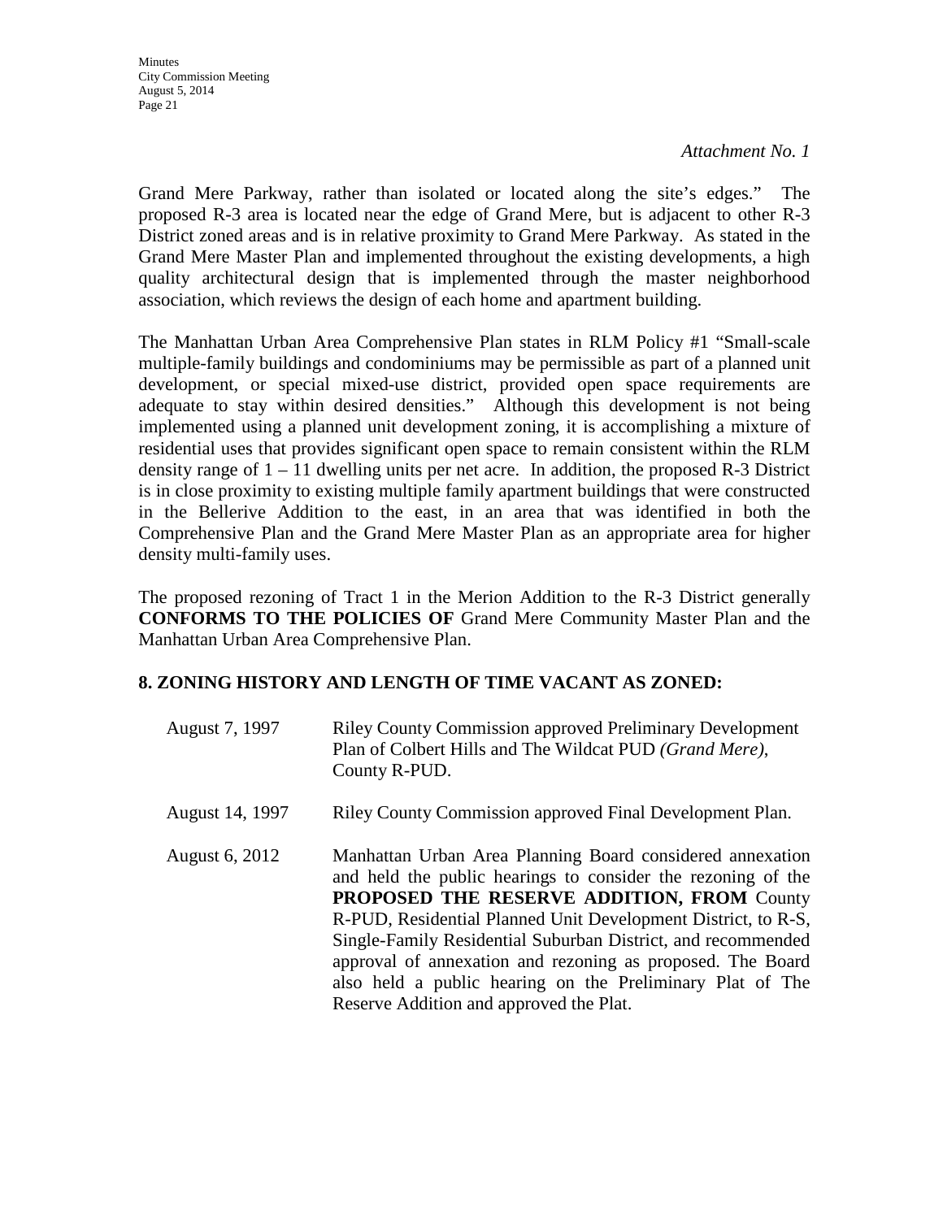*Attachment No. 1*

Grand Mere Parkway, rather than isolated or located along the site's edges." The proposed R-3 area is located near the edge of Grand Mere, but is adjacent to other R-3 District zoned areas and is in relative proximity to Grand Mere Parkway. As stated in the Grand Mere Master Plan and implemented throughout the existing developments, a high quality architectural design that is implemented through the master neighborhood association, which reviews the design of each home and apartment building.

The Manhattan Urban Area Comprehensive Plan states in RLM Policy #1 "Small-scale multiple-family buildings and condominiums may be permissible as part of a planned unit development, or special mixed-use district, provided open space requirements are adequate to stay within desired densities." Although this development is not being implemented using a planned unit development zoning, it is accomplishing a mixture of residential uses that provides significant open space to remain consistent within the RLM density range of 1 – 11 dwelling units per net acre. In addition, the proposed R-3 District is in close proximity to existing multiple family apartment buildings that were constructed in the Bellerive Addition to the east, in an area that was identified in both the Comprehensive Plan and the Grand Mere Master Plan as an appropriate area for higher density multi-family uses.

The proposed rezoning of Tract 1 in the Merion Addition to the R-3 District generally **CONFORMS TO THE POLICIES OF** Grand Mere Community Master Plan and the Manhattan Urban Area Comprehensive Plan.

## 8. ZONING HISTORY AND LENGTH OF TIME VACANT AS ZONED:

August 7, 1997 — Riley County Commission approved Preliminary Development Plan of Colbert Hills and The Wildcat PUD *(Grand Mere)*, County R-PUD.

August 14, 1997 — Riley County Commission approved Final Development Plan.

August 6, 2012 — Manhattan Urban Area Planning Board considered annexation and held the public hearings to consider the rezoning of the **PROPOSED THE RESERVE ADDITION, FROM** County R-PUD, Residential Planned Unit Development District, to R-S, Single-Family Residential Suburban District, and recommended approval of annexation and rezoning as proposed. The Board also held a public hearing on the Preliminary Plat of The Reserve Addition and approved the Plat.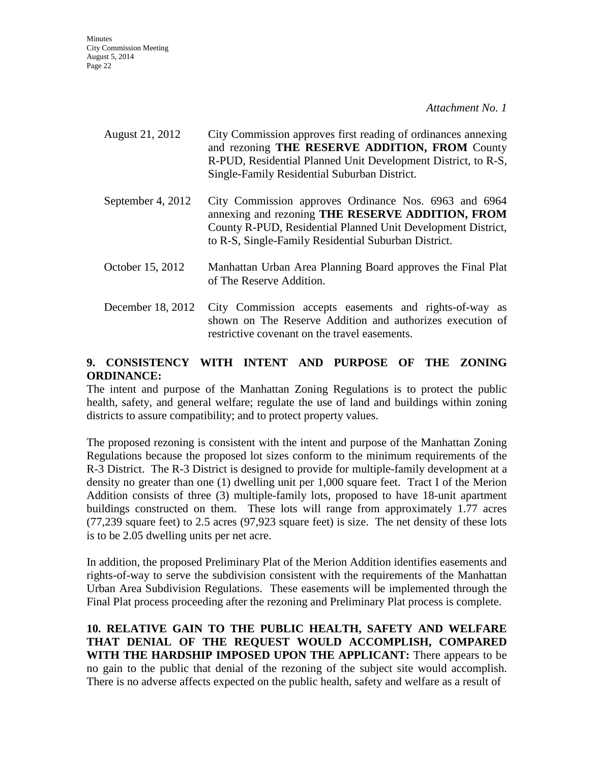*Attachment No. 1*

| | |
|---|---|
| August 21, 2012 | City Commission approves first reading of ordinances annexing and rezoning **THE RESERVE ADDITION, FROM** County R-PUD, Residential Planned Unit Development District, to R-S, Single-Family Residential Suburban District. |
| September 4, 2012 | City Commission approves Ordinance Nos. 6963 and 6964 annexing and rezoning **THE RESERVE ADDITION, FROM** County R-PUD, Residential Planned Unit Development District, to R-S, Single-Family Residential Suburban District. |
| October 15, 2012 | Manhattan Urban Area Planning Board approves the Final Plat of The Reserve Addition. |
| December 18, 2012 | City Commission accepts easements and rights-of-way as shown on The Reserve Addition and authorizes execution of restrictive covenant on the travel easements. |

**9. CONSISTENCY WITH INTENT AND PURPOSE OF THE ZONING ORDINANCE:**
The intent and purpose of the Manhattan Zoning Regulations is to protect the public health, safety, and general welfare; regulate the use of land and buildings within zoning districts to assure compatibility; and to protect property values.

The proposed rezoning is consistent with the intent and purpose of the Manhattan Zoning Regulations because the proposed lot sizes conform to the minimum requirements of the R-3 District. The R-3 District is designed to provide for multiple-family development at a density no greater than one (1) dwelling unit per 1,000 square feet. Tract I of the Merion Addition consists of three (3) multiple-family lots, proposed to have 18-unit apartment buildings constructed on them. These lots will range from approximately 1.77 acres (77,239 square feet) to 2.5 acres (97,923 square feet) is size. The net density of these lots is to be 2.05 dwelling units per net acre.

In addition, the proposed Preliminary Plat of the Merion Addition identifies easements and rights-of-way to serve the subdivision consistent with the requirements of the Manhattan Urban Area Subdivision Regulations. These easements will be implemented through the Final Plat process proceeding after the rezoning and Preliminary Plat process is complete.

**10. RELATIVE GAIN TO THE PUBLIC HEALTH, SAFETY AND WELFARE THAT DENIAL OF THE REQUEST WOULD ACCOMPLISH, COMPARED WITH THE HARDSHIP IMPOSED UPON THE APPLICANT:** There appears to be no gain to the public that denial of the rezoning of the subject site would accomplish. There is no adverse affects expected on the public health, safety and welfare as a result of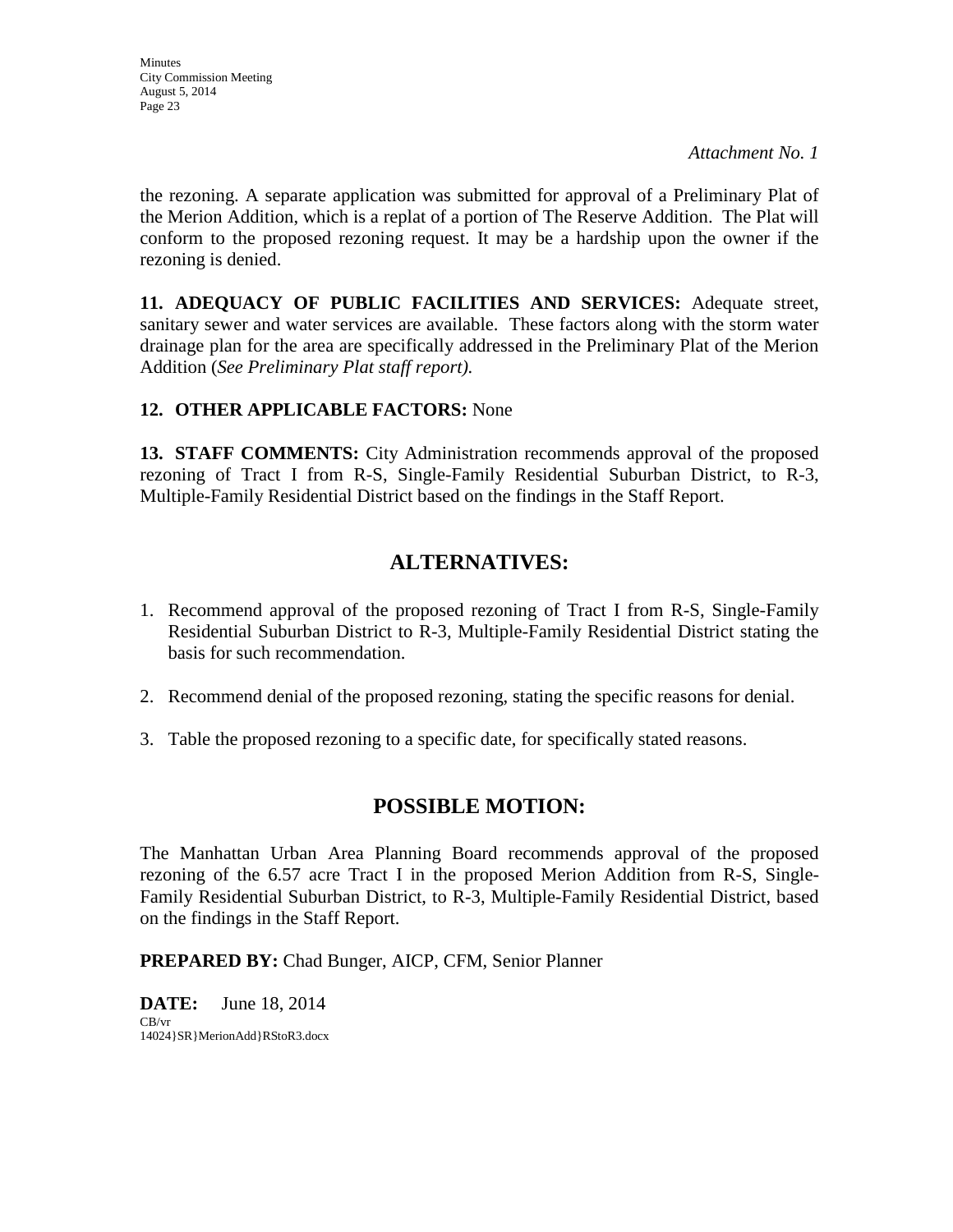*Attachment No. 1*

the rezoning. A separate application was submitted for approval of a Preliminary Plat of the Merion Addition, which is a replat of a portion of The Reserve Addition. The Plat will conform to the proposed rezoning request. It may be a hardship upon the owner if the rezoning is denied.

**11. ADEQUACY OF PUBLIC FACILITIES AND SERVICES:** Adequate street, sanitary sewer and water services are available. These factors along with the storm water drainage plan for the area are specifically addressed in the Preliminary Plat of the Merion Addition (*See Preliminary Plat staff report).*

**12. OTHER APPLICABLE FACTORS:** None

**13. STAFF COMMENTS:** City Administration recommends approval of the proposed rezoning of Tract I from R-S, Single-Family Residential Suburban District, to R-3, Multiple-Family Residential District based on the findings in the Staff Report.

## ALTERNATIVES:

1. Recommend approval of the proposed rezoning of Tract I from R-S, Single-Family Residential Suburban District to R-3, Multiple-Family Residential District stating the basis for such recommendation.

2. Recommend denial of the proposed rezoning, stating the specific reasons for denial.

3. Table the proposed rezoning to a specific date, for specifically stated reasons.

## POSSIBLE MOTION:

The Manhattan Urban Area Planning Board recommends approval of the proposed rezoning of the 6.57 acre Tract I in the proposed Merion Addition from R-S, Single-Family Residential Suburban District, to R-3, Multiple-Family Residential District, based on the findings in the Staff Report.

**PREPARED BY:** Chad Bunger, AICP, CFM, Senior Planner

**DATE:** June 18, 2014

CB/vr
14024}SR}MerionAdd}RStoR3.docx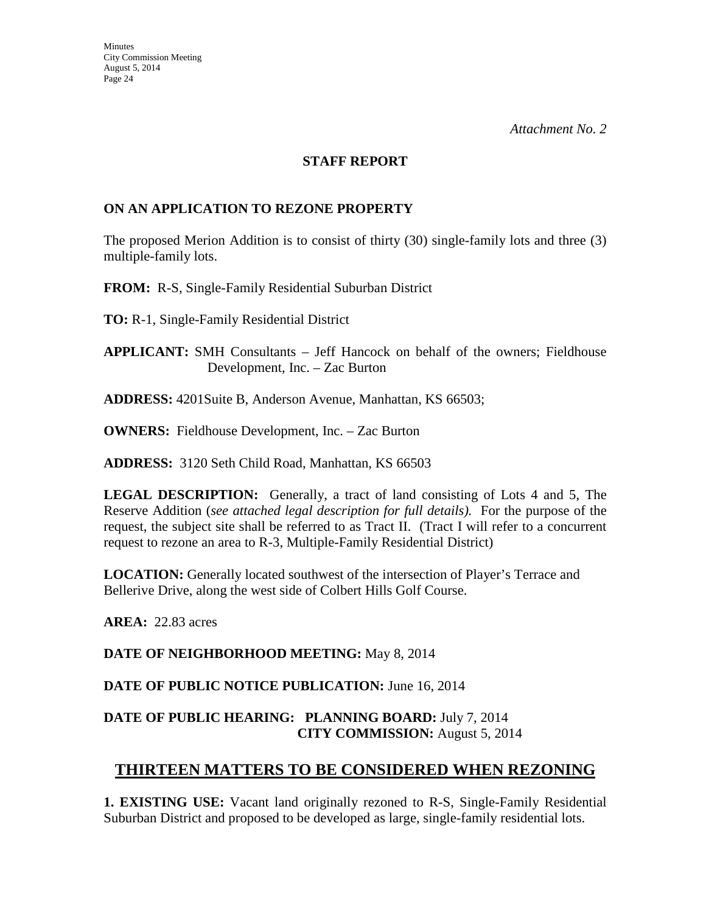*Attachment No. 2*

**STAFF REPORT**

**ON AN APPLICATION TO REZONE PROPERTY**

The proposed Merion Addition is to consist of thirty (30) single-family lots and three (3) multiple-family lots.

**FROM:** R-S, Single-Family Residential Suburban District

**TO:** R-1, Single-Family Residential District

**APPLICANT:** SMH Consultants – Jeff Hancock on behalf of the owners; Fieldhouse Development, Inc. – Zac Burton

**ADDRESS:** 4201Suite B, Anderson Avenue, Manhattan, KS 66503;

**OWNERS:** Fieldhouse Development, Inc. – Zac Burton

**ADDRESS:** 3120 Seth Child Road, Manhattan, KS 66503

**LEGAL DESCRIPTION:** Generally, a tract of land consisting of Lots 4 and 5, The Reserve Addition (*see attached legal description for full details).* For the purpose of the request, the subject site shall be referred to as Tract II. (Tract I will refer to a concurrent request to rezone an area to R-3, Multiple-Family Residential District)

**LOCATION:** Generally located southwest of the intersection of Player's Terrace and Bellerive Drive, along the west side of Colbert Hills Golf Course.

**AREA:** 22.83 acres

**DATE OF NEIGHBORHOOD MEETING:** May 8, 2014

**DATE OF PUBLIC NOTICE PUBLICATION:** June 16, 2014

**DATE OF PUBLIC HEARING: PLANNING BOARD:** July 7, 2014
**CITY COMMISSION:** August 5, 2014

## THIRTEEN MATTERS TO BE CONSIDERED WHEN REZONING

**1. EXISTING USE:** Vacant land originally rezoned to R-S, Single-Family Residential Suburban District and proposed to be developed as large, single-family residential lots.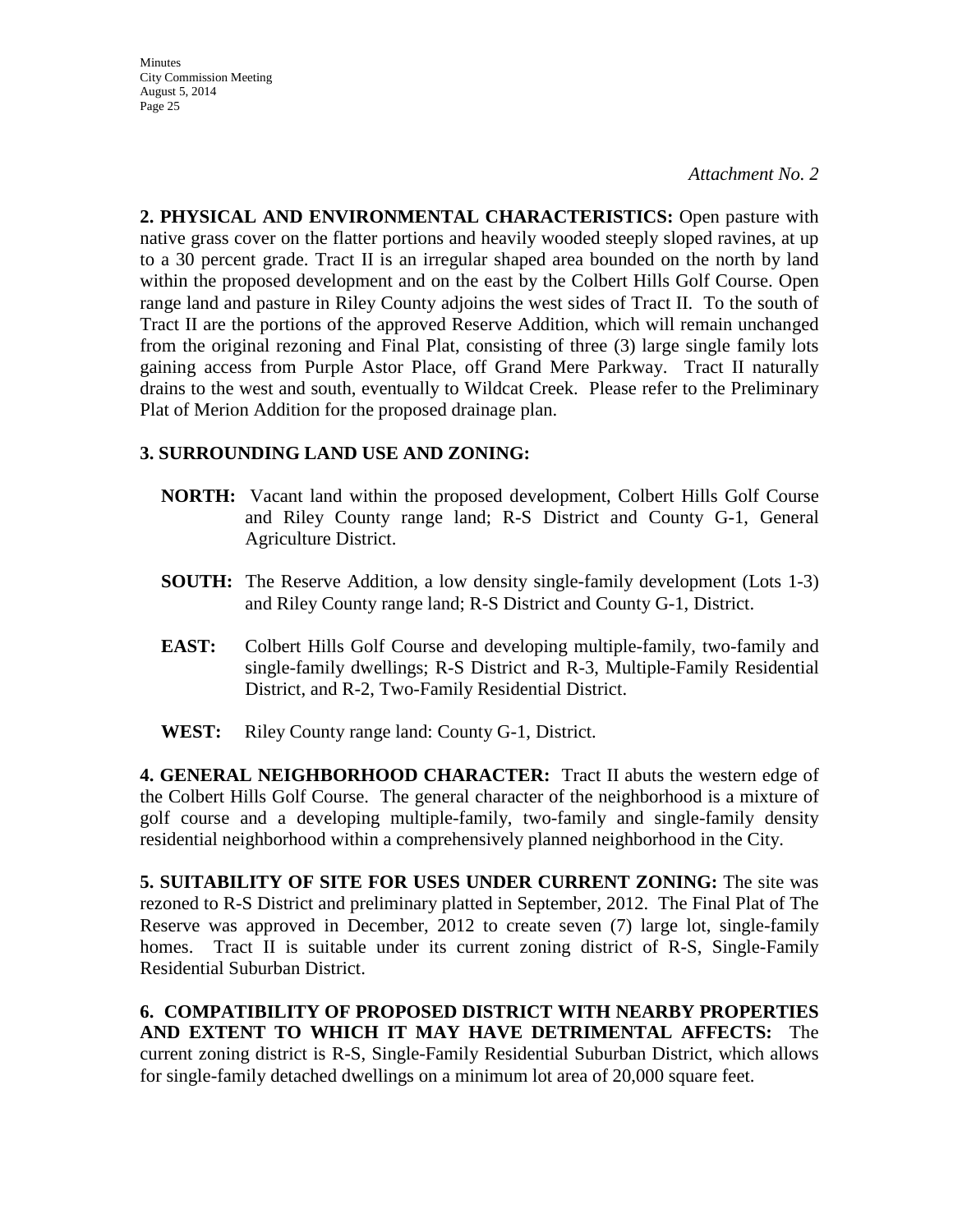*Attachment No. 2*

**2. PHYSICAL AND ENVIRONMENTAL CHARACTERISTICS:** Open pasture with native grass cover on the flatter portions and heavily wooded steeply sloped ravines, at up to a 30 percent grade. Tract II is an irregular shaped area bounded on the north by land within the proposed development and on the east by the Colbert Hills Golf Course. Open range land and pasture in Riley County adjoins the west sides of Tract II. To the south of Tract II are the portions of the approved Reserve Addition, which will remain unchanged from the original rezoning and Final Plat, consisting of three (3) large single family lots gaining access from Purple Astor Place, off Grand Mere Parkway. Tract II naturally drains to the west and south, eventually to Wildcat Creek. Please refer to the Preliminary Plat of Merion Addition for the proposed drainage plan.

**3. SURROUNDING LAND USE AND ZONING:**

**NORTH:** Vacant land within the proposed development, Colbert Hills Golf Course and Riley County range land; R-S District and County G-1, General Agriculture District.

**SOUTH:** The Reserve Addition, a low density single-family development (Lots 1-3) and Riley County range land; R-S District and County G-1, District.

**EAST:** Colbert Hills Golf Course and developing multiple-family, two-family and single-family dwellings; R-S District and R-3, Multiple-Family Residential District, and R-2, Two-Family Residential District.

**WEST:** Riley County range land: County G-1, District.

**4. GENERAL NEIGHBORHOOD CHARACTER:** Tract II abuts the western edge of the Colbert Hills Golf Course. The general character of the neighborhood is a mixture of golf course and a developing multiple-family, two-family and single-family density residential neighborhood within a comprehensively planned neighborhood in the City.

**5. SUITABILITY OF SITE FOR USES UNDER CURRENT ZONING:** The site was rezoned to R-S District and preliminary platted in September, 2012. The Final Plat of The Reserve was approved in December, 2012 to create seven (7) large lot, single-family homes. Tract II is suitable under its current zoning district of R-S, Single-Family Residential Suburban District.

**6. COMPATIBILITY OF PROPOSED DISTRICT WITH NEARBY PROPERTIES AND EXTENT TO WHICH IT MAY HAVE DETRIMENTAL AFFECTS:** The current zoning district is R-S, Single-Family Residential Suburban District, which allows for single-family detached dwellings on a minimum lot area of 20,000 square feet.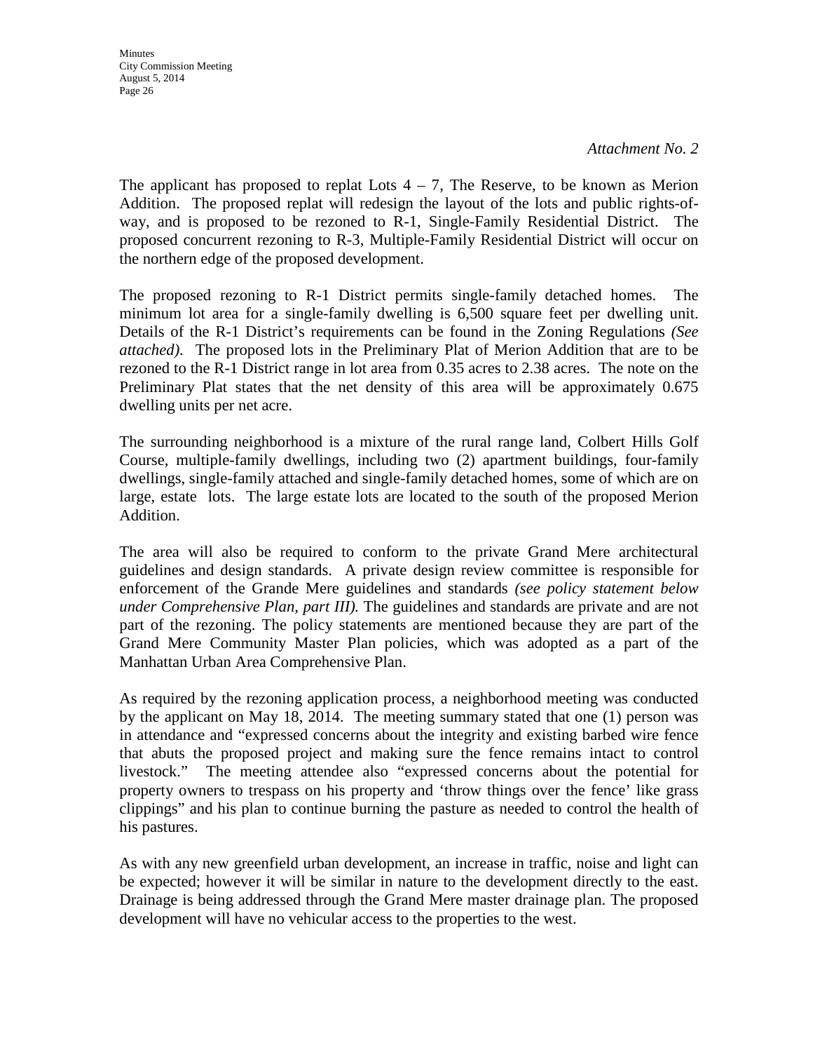*Attachment No. 2*

The applicant has proposed to replat Lots 4 – 7, The Reserve, to be known as Merion Addition. The proposed replat will redesign the layout of the lots and public rights-of-way, and is proposed to be rezoned to R-1, Single-Family Residential District. The proposed concurrent rezoning to R-3, Multiple-Family Residential District will occur on the northern edge of the proposed development.

The proposed rezoning to R-1 District permits single-family detached homes. The minimum lot area for a single-family dwelling is 6,500 square feet per dwelling unit. Details of the R-1 District's requirements can be found in the Zoning Regulations *(See attached)*. The proposed lots in the Preliminary Plat of Merion Addition that are to be rezoned to the R-1 District range in lot area from 0.35 acres to 2.38 acres. The note on the Preliminary Plat states that the net density of this area will be approximately 0.675 dwelling units per net acre.

The surrounding neighborhood is a mixture of the rural range land, Colbert Hills Golf Course, multiple-family dwellings, including two (2) apartment buildings, four-family dwellings, single-family attached and single-family detached homes, some of which are on large, estate lots. The large estate lots are located to the south of the proposed Merion Addition.

The area will also be required to conform to the private Grand Mere architectural guidelines and design standards. A private design review committee is responsible for enforcement of the Grande Mere guidelines and standards *(see policy statement below under Comprehensive Plan, part III).* The guidelines and standards are private and are not part of the rezoning. The policy statements are mentioned because they are part of the Grand Mere Community Master Plan policies, which was adopted as a part of the Manhattan Urban Area Comprehensive Plan.

As required by the rezoning application process, a neighborhood meeting was conducted by the applicant on May 18, 2014. The meeting summary stated that one (1) person was in attendance and "expressed concerns about the integrity and existing barbed wire fence that abuts the proposed project and making sure the fence remains intact to control livestock." The meeting attendee also "expressed concerns about the potential for property owners to trespass on his property and 'throw things over the fence' like grass clippings" and his plan to continue burning the pasture as needed to control the health of his pastures.

As with any new greenfield urban development, an increase in traffic, noise and light can be expected; however it will be similar in nature to the development directly to the east. Drainage is being addressed through the Grand Mere master drainage plan. The proposed development will have no vehicular access to the properties to the west.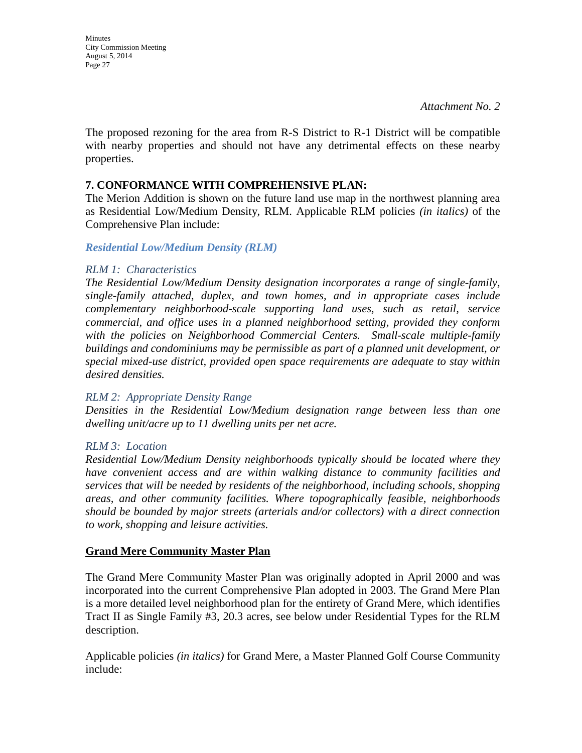*Attachment No. 2*

The proposed rezoning for the area from R-S District to R-1 District will be compatible with nearby properties and should not have any detrimental effects on these nearby properties.

**7. CONFORMANCE WITH COMPREHENSIVE PLAN:**

The Merion Addition is shown on the future land use map in the northwest planning area as Residential Low/Medium Density, RLM. Applicable RLM policies *(in italics)* of the Comprehensive Plan include:

***Residential Low/Medium Density (RLM)***

*RLM 1: Characteristics*

*The Residential Low/Medium Density designation incorporates a range of single-family, single-family attached, duplex, and town homes, and in appropriate cases include complementary neighborhood-scale supporting land uses, such as retail, service commercial, and office uses in a planned neighborhood setting, provided they conform with the policies on Neighborhood Commercial Centers. Small-scale multiple-family buildings and condominiums may be permissible as part of a planned unit development, or special mixed-use district, provided open space requirements are adequate to stay within desired densities.*

*RLM 2: Appropriate Density Range*

*Densities in the Residential Low/Medium designation range between less than one dwelling unit/acre up to 11 dwelling units per net acre.*

*RLM 3: Location*

*Residential Low/Medium Density neighborhoods typically should be located where they have convenient access and are within walking distance to community facilities and services that will be needed by residents of the neighborhood, including schools, shopping areas, and other community facilities. Where topographically feasible, neighborhoods should be bounded by major streets (arterials and/or collectors) with a direct connection to work, shopping and leisure activities.*

**<u>Grand Mere Community Master Plan</u>**

The Grand Mere Community Master Plan was originally adopted in April 2000 and was incorporated into the current Comprehensive Plan adopted in 2003. The Grand Mere Plan is a more detailed level neighborhood plan for the entirety of Grand Mere, which identifies Tract II as Single Family #3, 20.3 acres, see below under Residential Types for the RLM description.

Applicable policies *(in italics)* for Grand Mere, a Master Planned Golf Course Community include: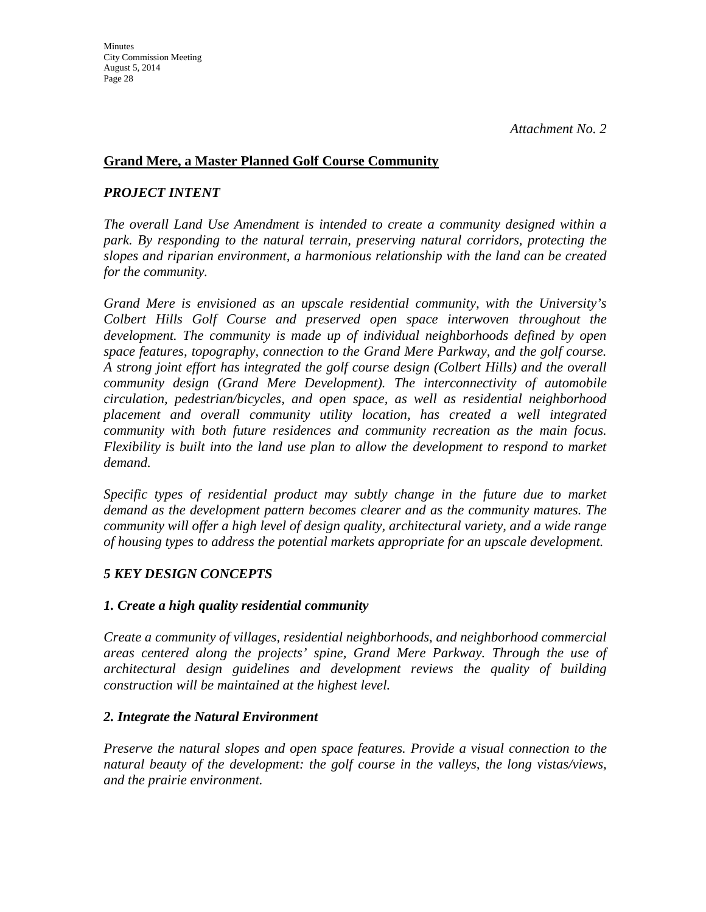*Attachment No. 2*

## <u>Grand Mere, a Master Planned Golf Course Community</u>

### *PROJECT INTENT*

*The overall Land Use Amendment is intended to create a community designed within a park. By responding to the natural terrain, preserving natural corridors, protecting the slopes and riparian environment, a harmonious relationship with the land can be created for the community.*

*Grand Mere is envisioned as an upscale residential community, with the University's Colbert Hills Golf Course and preserved open space interwoven throughout the development. The community is made up of individual neighborhoods defined by open space features, topography, connection to the Grand Mere Parkway, and the golf course. A strong joint effort has integrated the golf course design (Colbert Hills) and the overall community design (Grand Mere Development). The interconnectivity of automobile circulation, pedestrian/bicycles, and open space, as well as residential neighborhood placement and overall community utility location, has created a well integrated community with both future residences and community recreation as the main focus. Flexibility is built into the land use plan to allow the development to respond to market demand.*

*Specific types of residential product may subtly change in the future due to market demand as the development pattern becomes clearer and as the community matures. The community will offer a high level of design quality, architectural variety, and a wide range of housing types to address the potential markets appropriate for an upscale development.*

### *5 KEY DESIGN CONCEPTS*

#### *1. Create a high quality residential community*

*Create a community of villages, residential neighborhoods, and neighborhood commercial areas centered along the projects' spine, Grand Mere Parkway. Through the use of architectural design guidelines and development reviews the quality of building construction will be maintained at the highest level.*

#### *2. Integrate the Natural Environment*

*Preserve the natural slopes and open space features. Provide a visual connection to the natural beauty of the development: the golf course in the valleys, the long vistas/views, and the prairie environment.*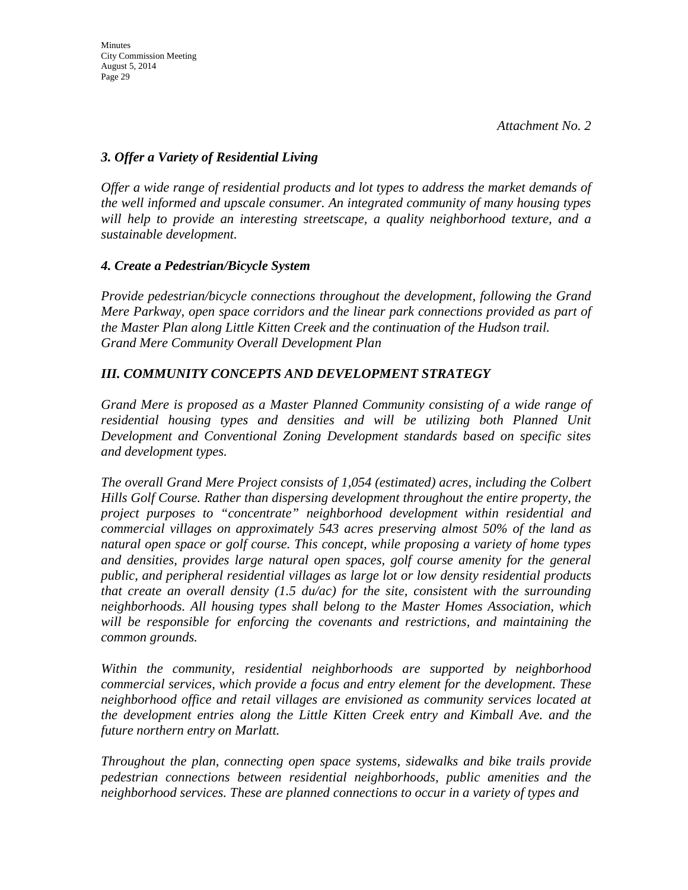*Attachment No. 2*

### *3. Offer a Variety of Residential Living*

*Offer a wide range of residential products and lot types to address the market demands of the well informed and upscale consumer. An integrated community of many housing types will help to provide an interesting streetscape, a quality neighborhood texture, and a sustainable development.*

### *4. Create a Pedestrian/Bicycle System*

*Provide pedestrian/bicycle connections throughout the development, following the Grand Mere Parkway, open space corridors and the linear park connections provided as part of the Master Plan along Little Kitten Creek and the continuation of the Hudson trail. Grand Mere Community Overall Development Plan*

## *III. COMMUNITY CONCEPTS AND DEVELOPMENT STRATEGY*

*Grand Mere is proposed as a Master Planned Community consisting of a wide range of residential housing types and densities and will be utilizing both Planned Unit Development and Conventional Zoning Development standards based on specific sites and development types.*

*The overall Grand Mere Project consists of 1,054 (estimated) acres, including the Colbert Hills Golf Course. Rather than dispersing development throughout the entire property, the project purposes to "concentrate" neighborhood development within residential and commercial villages on approximately 543 acres preserving almost 50% of the land as natural open space or golf course. This concept, while proposing a variety of home types and densities, provides large natural open spaces, golf course amenity for the general public, and peripheral residential villages as large lot or low density residential products that create an overall density (1.5 du/ac) for the site, consistent with the surrounding neighborhoods. All housing types shall belong to the Master Homes Association, which will be responsible for enforcing the covenants and restrictions, and maintaining the common grounds.*

*Within the community, residential neighborhoods are supported by neighborhood commercial services, which provide a focus and entry element for the development. These neighborhood office and retail villages are envisioned as community services located at the development entries along the Little Kitten Creek entry and Kimball Ave. and the future northern entry on Marlatt.*

*Throughout the plan, connecting open space systems, sidewalks and bike trails provide pedestrian connections between residential neighborhoods, public amenities and the neighborhood services. These are planned connections to occur in a variety of types and*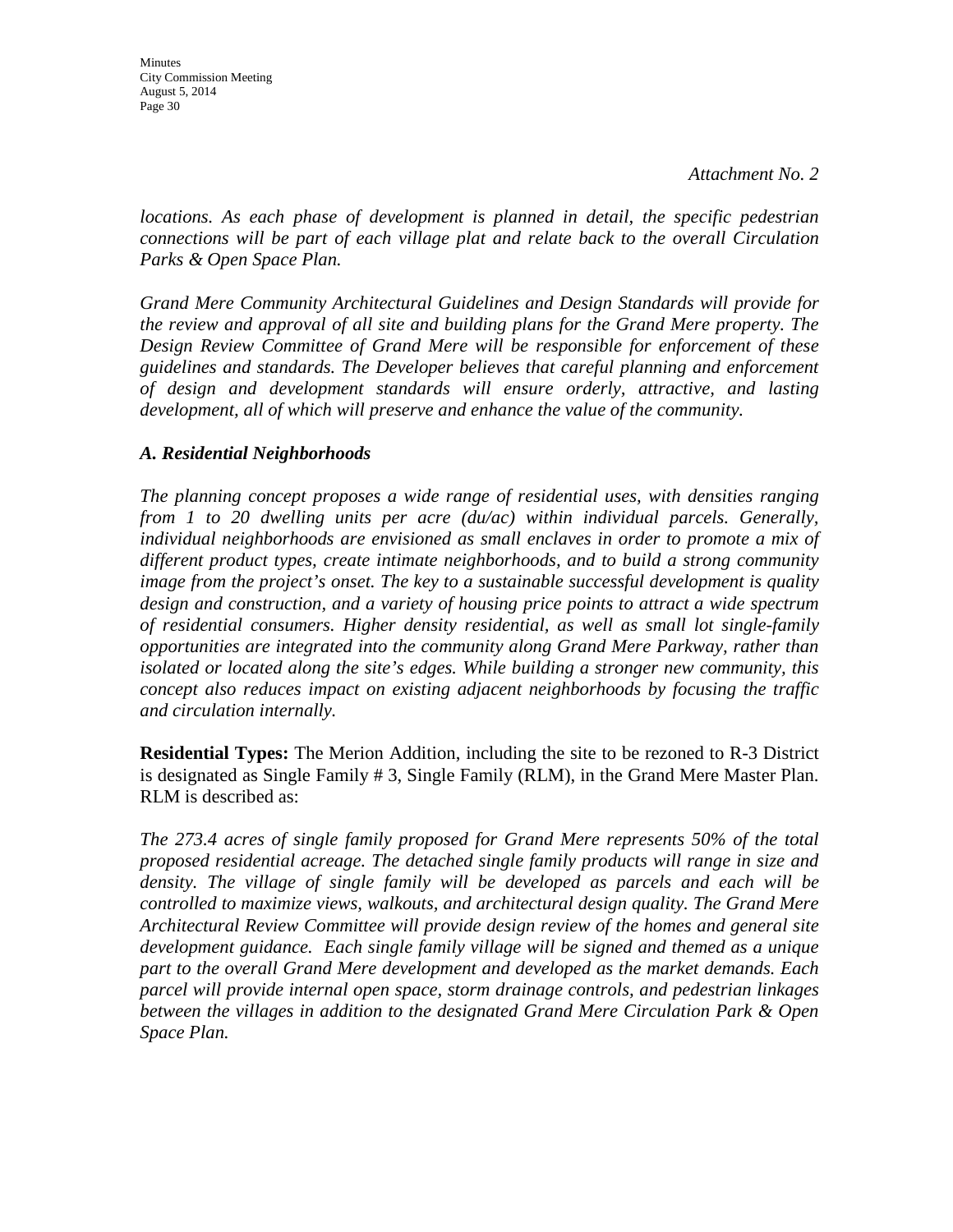*Attachment No. 2*

*locations. As each phase of development is planned in detail, the specific pedestrian connections will be part of each village plat and relate back to the overall Circulation Parks & Open Space Plan.*

*Grand Mere Community Architectural Guidelines and Design Standards will provide for the review and approval of all site and building plans for the Grand Mere property. The Design Review Committee of Grand Mere will be responsible for enforcement of these guidelines and standards. The Developer believes that careful planning and enforcement of design and development standards will ensure orderly, attractive, and lasting development, all of which will preserve and enhance the value of the community.*

***A. Residential Neighborhoods***

*The planning concept proposes a wide range of residential uses, with densities ranging from 1 to 20 dwelling units per acre (du/ac) within individual parcels. Generally, individual neighborhoods are envisioned as small enclaves in order to promote a mix of different product types, create intimate neighborhoods, and to build a strong community image from the project's onset. The key to a sustainable successful development is quality design and construction, and a variety of housing price points to attract a wide spectrum of residential consumers. Higher density residential, as well as small lot single-family opportunities are integrated into the community along Grand Mere Parkway, rather than isolated or located along the site's edges. While building a stronger new community, this concept also reduces impact on existing adjacent neighborhoods by focusing the traffic and circulation internally.*

**Residential Types:** The Merion Addition, including the site to be rezoned to R-3 District is designated as Single Family # 3, Single Family (RLM), in the Grand Mere Master Plan. RLM is described as:

*The 273.4 acres of single family proposed for Grand Mere represents 50% of the total proposed residential acreage. The detached single family products will range in size and density. The village of single family will be developed as parcels and each will be controlled to maximize views, walkouts, and architectural design quality. The Grand Mere Architectural Review Committee will provide design review of the homes and general site development guidance. Each single family village will be signed and themed as a unique part to the overall Grand Mere development and developed as the market demands. Each parcel will provide internal open space, storm drainage controls, and pedestrian linkages between the villages in addition to the designated Grand Mere Circulation Park & Open Space Plan.*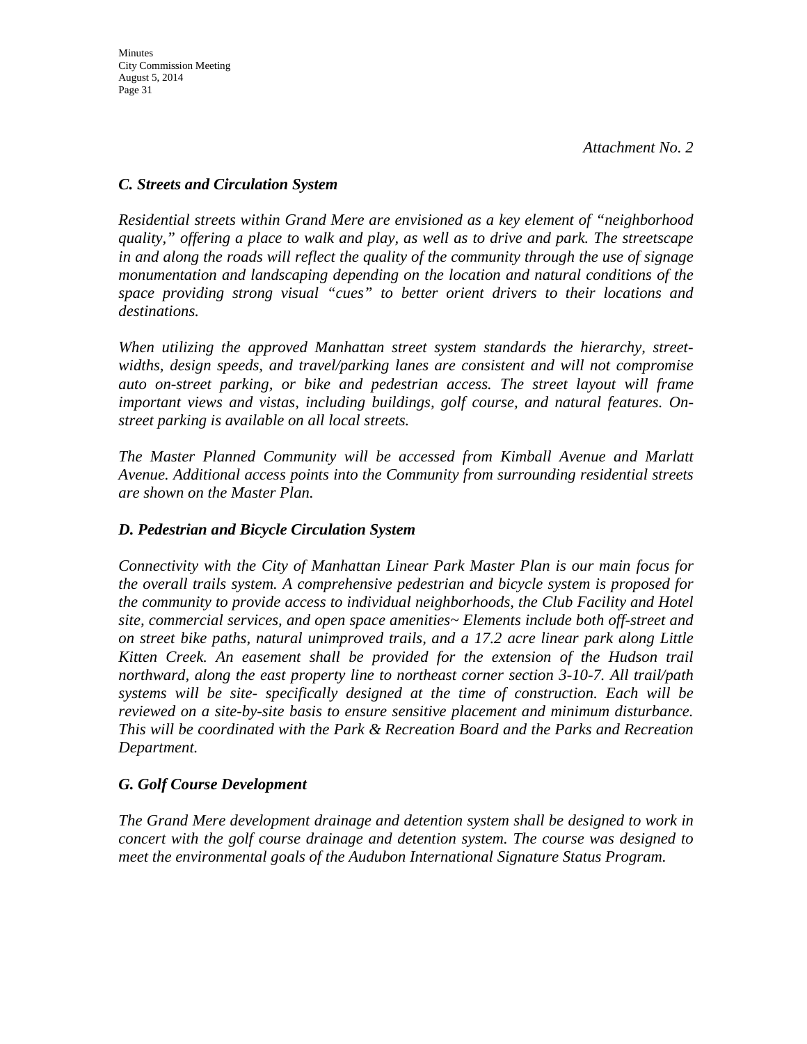*Attachment No. 2*

### *C. Streets and Circulation System*

*Residential streets within Grand Mere are envisioned as a key element of "neighborhood quality," offering a place to walk and play, as well as to drive and park. The streetscape in and along the roads will reflect the quality of the community through the use of signage monumentation and landscaping depending on the location and natural conditions of the space providing strong visual "cues" to better orient drivers to their locations and destinations.*

*When utilizing the approved Manhattan street system standards the hierarchy, street-widths, design speeds, and travel/parking lanes are consistent and will not compromise auto on-street parking, or bike and pedestrian access. The street layout will frame important views and vistas, including buildings, golf course, and natural features. On-street parking is available on all local streets.*

*The Master Planned Community will be accessed from Kimball Avenue and Marlatt Avenue. Additional access points into the Community from surrounding residential streets are shown on the Master Plan.*

### *D. Pedestrian and Bicycle Circulation System*

*Connectivity with the City of Manhattan Linear Park Master Plan is our main focus for the overall trails system. A comprehensive pedestrian and bicycle system is proposed for the community to provide access to individual neighborhoods, the Club Facility and Hotel site, commercial services, and open space amenities~ Elements include both off-street and on street bike paths, natural unimproved trails, and a 17.2 acre linear park along Little Kitten Creek. An easement shall be provided for the extension of the Hudson trail northward, along the east property line to northeast corner section 3-10-7. All trail/path systems will be site- specifically designed at the time of construction. Each will be reviewed on a site-by-site basis to ensure sensitive placement and minimum disturbance. This will be coordinated with the Park & Recreation Board and the Parks and Recreation Department.*

### *G. Golf Course Development*

*The Grand Mere development drainage and detention system shall be designed to work in concert with the golf course drainage and detention system. The course was designed to meet the environmental goals of the Audubon International Signature Status Program.*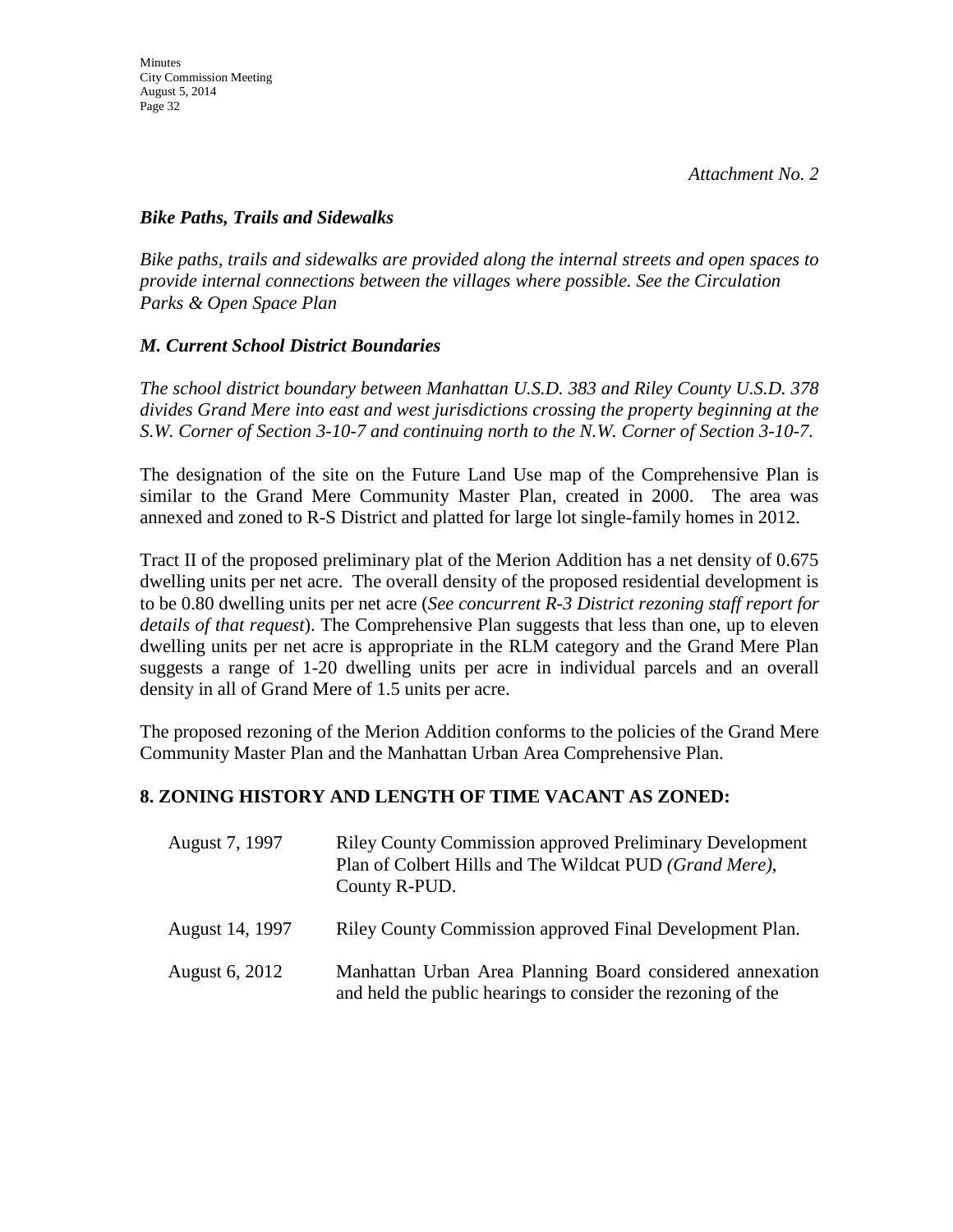*Attachment No. 2*

***Bike Paths, Trails and Sidewalks***

*Bike paths, trails and sidewalks are provided along the internal streets and open spaces to provide internal connections between the villages where possible. See the Circulation Parks & Open Space Plan*

***M. Current School District Boundaries***

*The school district boundary between Manhattan U.S.D. 383 and Riley County U.S.D. 378 divides Grand Mere into east and west jurisdictions crossing the property beginning at the S.W. Corner of Section 3-10-7 and continuing north to the N.W. Corner of Section 3-10-7.*

The designation of the site on the Future Land Use map of the Comprehensive Plan is similar to the Grand Mere Community Master Plan, created in 2000. The area was annexed and zoned to R-S District and platted for large lot single-family homes in 2012.

Tract II of the proposed preliminary plat of the Merion Addition has a net density of 0.675 dwelling units per net acre. The overall density of the proposed residential development is to be 0.80 dwelling units per net acre (*See concurrent R-3 District rezoning staff report for details of that request*). The Comprehensive Plan suggests that less than one, up to eleven dwelling units per net acre is appropriate in the RLM category and the Grand Mere Plan suggests a range of 1-20 dwelling units per acre in individual parcels and an overall density in all of Grand Mere of 1.5 units per acre.

The proposed rezoning of the Merion Addition conforms to the policies of the Grand Mere Community Master Plan and the Manhattan Urban Area Comprehensive Plan.

## 8. ZONING HISTORY AND LENGTH OF TIME VACANT AS ZONED:

| | |
|---|---|
| August 7, 1997 | Riley County Commission approved Preliminary Development Plan of Colbert Hills and The Wildcat PUD *(Grand Mere)*, County R-PUD. |
| August 14, 1997 | Riley County Commission approved Final Development Plan. |
| August 6, 2012 | Manhattan Urban Area Planning Board considered annexation and held the public hearings to consider the rezoning of the |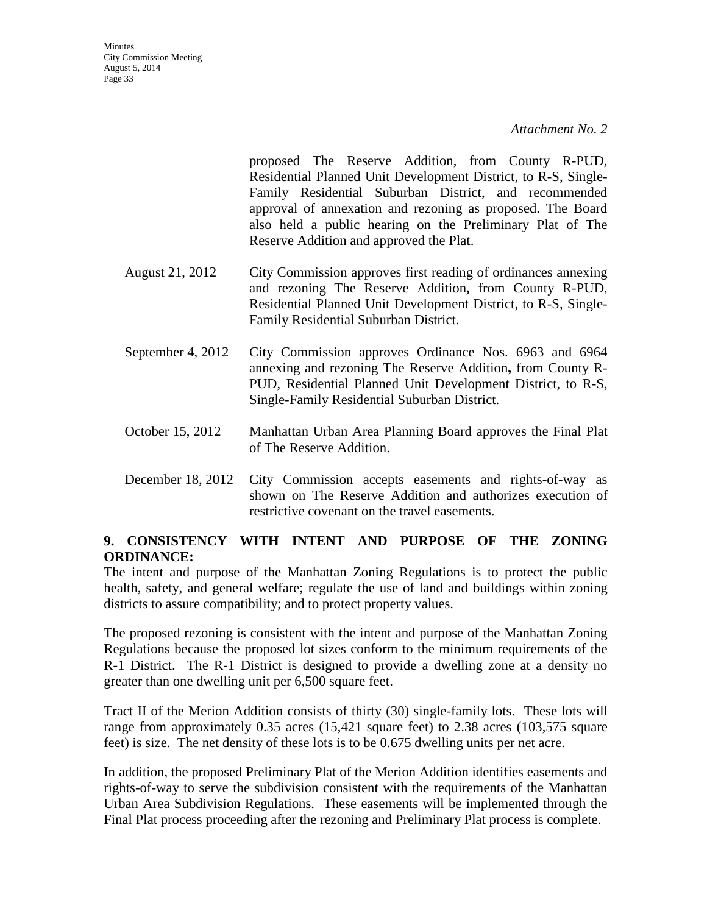*Attachment No. 2*

proposed The Reserve Addition, from County R-PUD, Residential Planned Unit Development District, to R-S, Single-Family Residential Suburban District, and recommended approval of annexation and rezoning as proposed. The Board also held a public hearing on the Preliminary Plat of The Reserve Addition and approved the Plat.

August 21, 2012 — City Commission approves first reading of ordinances annexing and rezoning The Reserve Addition**,** from County R-PUD, Residential Planned Unit Development District, to R-S, Single-Family Residential Suburban District.

September 4, 2012 — City Commission approves Ordinance Nos. 6963 and 6964 annexing and rezoning The Reserve Addition**,** from County R-PUD, Residential Planned Unit Development District, to R-S, Single-Family Residential Suburban District.

October 15, 2012 — Manhattan Urban Area Planning Board approves the Final Plat of The Reserve Addition.

December 18, 2012 — City Commission accepts easements and rights-of-way as shown on The Reserve Addition and authorizes execution of restrictive covenant on the travel easements.

**9. CONSISTENCY WITH INTENT AND PURPOSE OF THE ZONING ORDINANCE:**

The intent and purpose of the Manhattan Zoning Regulations is to protect the public health, safety, and general welfare; regulate the use of land and buildings within zoning districts to assure compatibility; and to protect property values.

The proposed rezoning is consistent with the intent and purpose of the Manhattan Zoning Regulations because the proposed lot sizes conform to the minimum requirements of the R-1 District. The R-1 District is designed to provide a dwelling zone at a density no greater than one dwelling unit per 6,500 square feet.

Tract II of the Merion Addition consists of thirty (30) single-family lots. These lots will range from approximately 0.35 acres (15,421 square feet) to 2.38 acres (103,575 square feet) is size. The net density of these lots is to be 0.675 dwelling units per net acre.

In addition, the proposed Preliminary Plat of the Merion Addition identifies easements and rights-of-way to serve the subdivision consistent with the requirements of the Manhattan Urban Area Subdivision Regulations. These easements will be implemented through the Final Plat process proceeding after the rezoning and Preliminary Plat process is complete.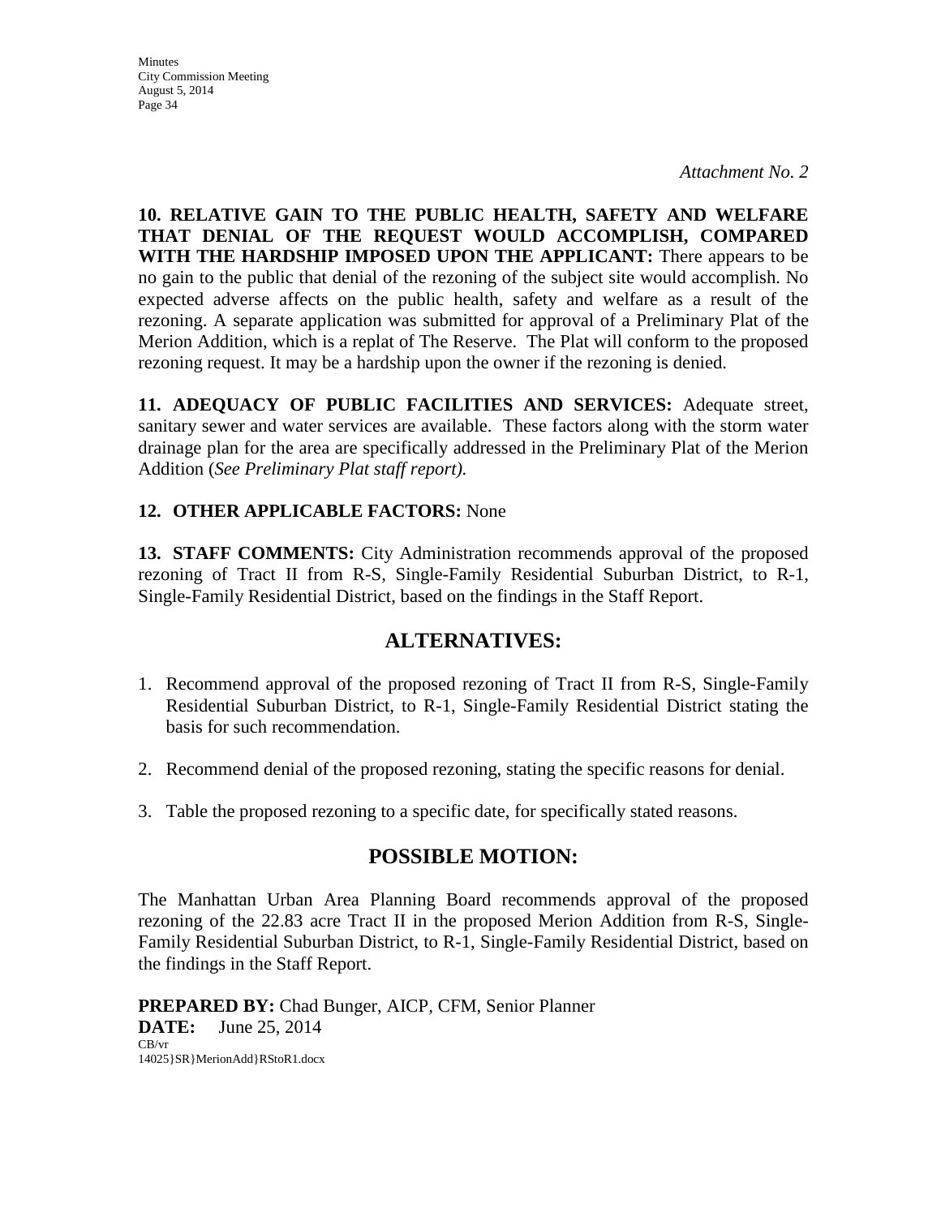*Attachment No. 2*

**10. RELATIVE GAIN TO THE PUBLIC HEALTH, SAFETY AND WELFARE THAT DENIAL OF THE REQUEST WOULD ACCOMPLISH, COMPARED WITH THE HARDSHIP IMPOSED UPON THE APPLICANT:** There appears to be no gain to the public that denial of the rezoning of the subject site would accomplish. No expected adverse affects on the public health, safety and welfare as a result of the rezoning. A separate application was submitted for approval of a Preliminary Plat of the Merion Addition, which is a replat of The Reserve. The Plat will conform to the proposed rezoning request. It may be a hardship upon the owner if the rezoning is denied.

**11. ADEQUACY OF PUBLIC FACILITIES AND SERVICES:** Adequate street, sanitary sewer and water services are available. These factors along with the storm water drainage plan for the area are specifically addressed in the Preliminary Plat of the Merion Addition (*See Preliminary Plat staff report).*

**12. OTHER APPLICABLE FACTORS:** None

**13. STAFF COMMENTS:** City Administration recommends approval of the proposed rezoning of Tract II from R-S, Single-Family Residential Suburban District, to R-1, Single-Family Residential District, based on the findings in the Staff Report.

## ALTERNATIVES:

1. Recommend approval of the proposed rezoning of Tract II from R-S, Single-Family Residential Suburban District, to R-1, Single-Family Residential District stating the basis for such recommendation.

2. Recommend denial of the proposed rezoning, stating the specific reasons for denial.

3. Table the proposed rezoning to a specific date, for specifically stated reasons.

## POSSIBLE MOTION:

The Manhattan Urban Area Planning Board recommends approval of the proposed rezoning of the 22.83 acre Tract II in the proposed Merion Addition from R-S, Single-Family Residential Suburban District, to R-1, Single-Family Residential District, based on the findings in the Staff Report.

**PREPARED BY:** Chad Bunger, AICP, CFM, Senior Planner
**DATE:** June 25, 2014
CB/vr
14025}SR}MerionAdd}RStoR1.docx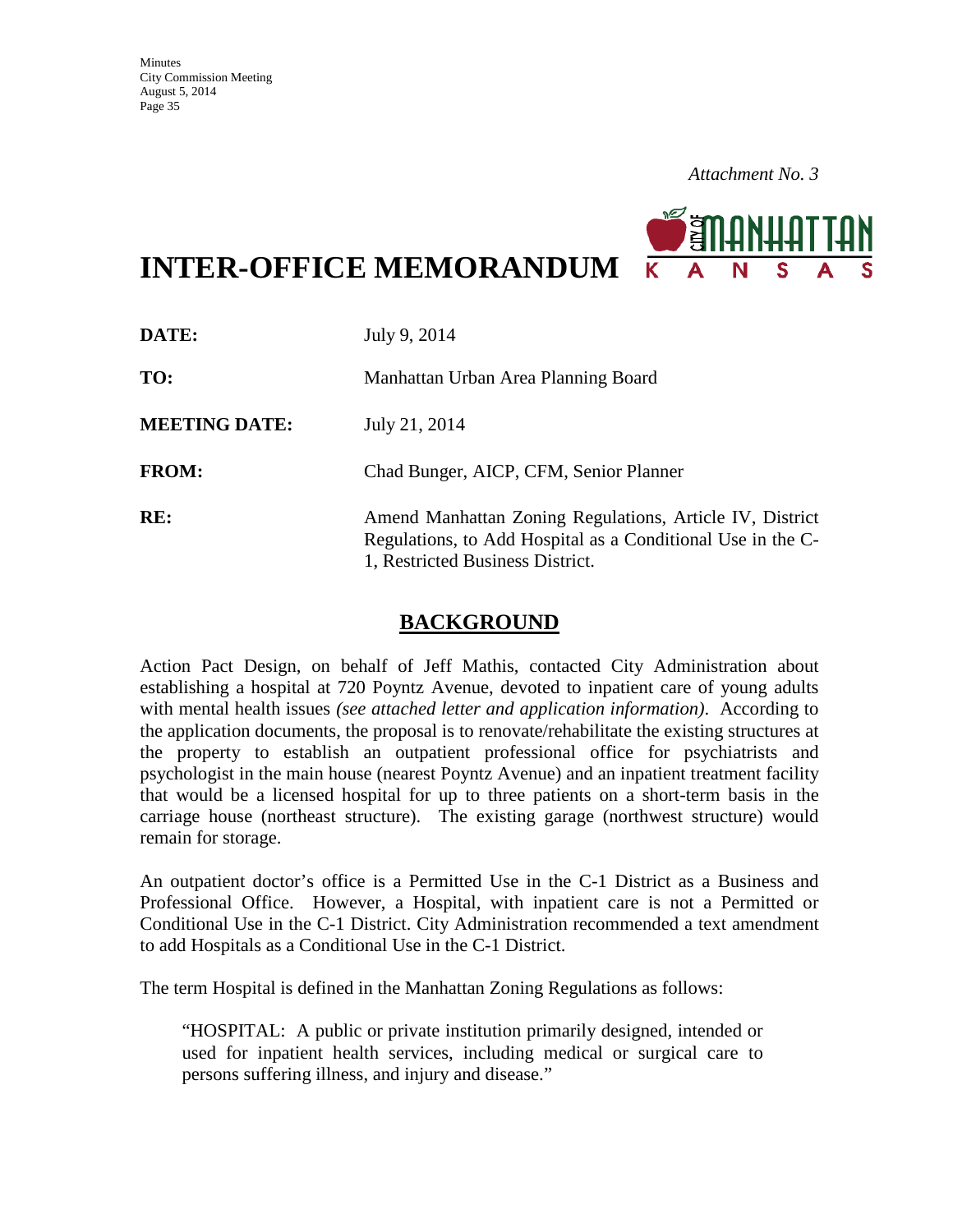*Attachment No. 3*

# INTER-OFFICE MEMORANDUM

| | |
|---|---|
| **DATE:** | July 9, 2014 |
| **TO:** | Manhattan Urban Area Planning Board |
| **MEETING DATE:** | July 21, 2014 |
| **FROM:** | Chad Bunger, AICP, CFM, Senior Planner |
| **RE:** | Amend Manhattan Zoning Regulations, Article IV, District Regulations, to Add Hospital as a Conditional Use in the C-1, Restricted Business District. |

## BACKGROUND

Action Pact Design, on behalf of Jeff Mathis, contacted City Administration about establishing a hospital at 720 Poyntz Avenue, devoted to inpatient care of young adults with mental health issues *(see attached letter and application information)*. According to the application documents, the proposal is to renovate/rehabilitate the existing structures at the property to establish an outpatient professional office for psychiatrists and psychologist in the main house (nearest Poyntz Avenue) and an inpatient treatment facility that would be a licensed hospital for up to three patients on a short-term basis in the carriage house (northeast structure). The existing garage (northwest structure) would remain for storage.

An outpatient doctor's office is a Permitted Use in the C-1 District as a Business and Professional Office. However, a Hospital, with inpatient care is not a Permitted or Conditional Use in the C-1 District. City Administration recommended a text amendment to add Hospitals as a Conditional Use in the C-1 District.

The term Hospital is defined in the Manhattan Zoning Regulations as follows:

> "HOSPITAL: A public or private institution primarily designed, intended or used for inpatient health services, including medical or surgical care to persons suffering illness, and injury and disease."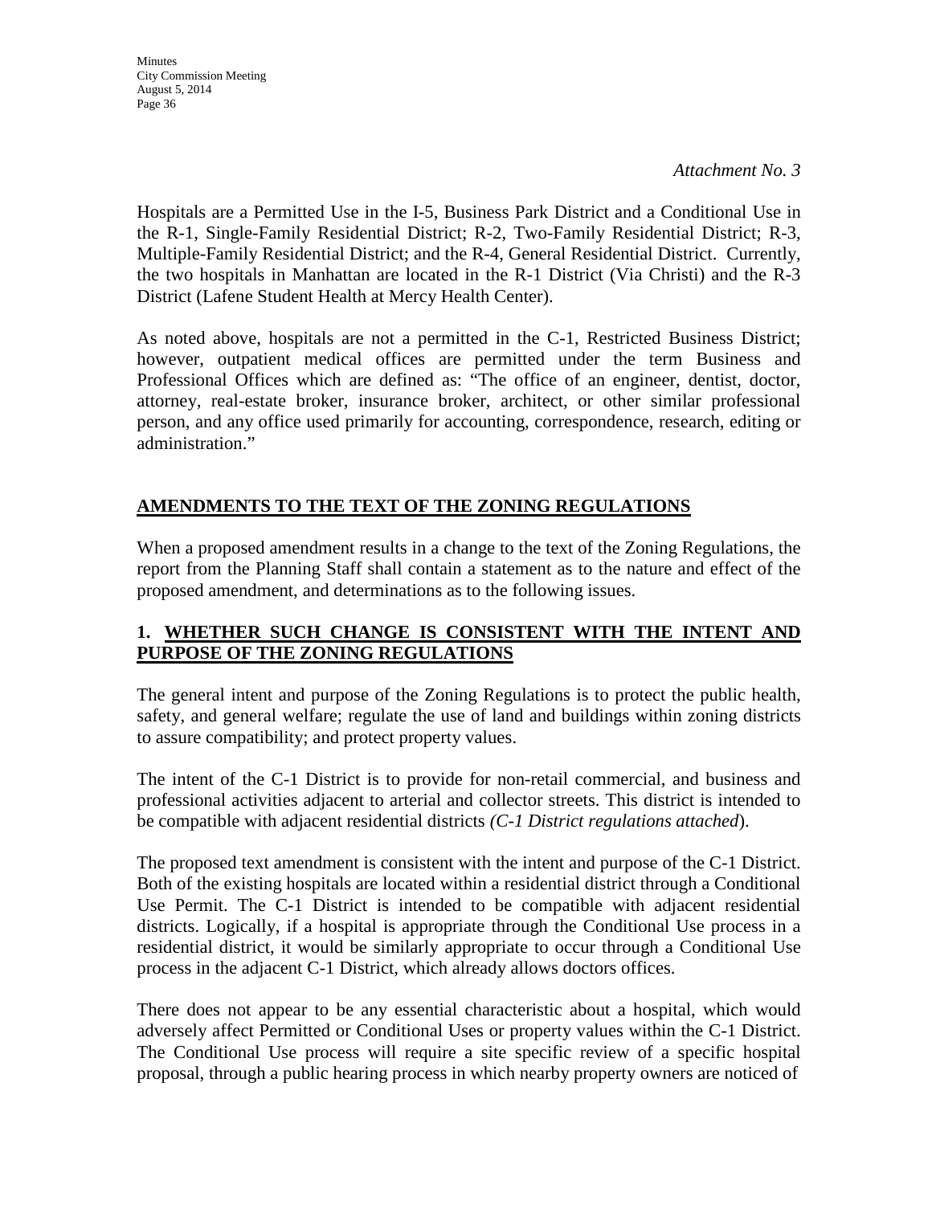*Attachment No. 3*

Hospitals are a Permitted Use in the I-5, Business Park District and a Conditional Use in the R-1, Single-Family Residential District; R-2, Two-Family Residential District; R-3, Multiple-Family Residential District; and the R-4, General Residential District. Currently, the two hospitals in Manhattan are located in the R-1 District (Via Christi) and the R-3 District (Lafene Student Health at Mercy Health Center).

As noted above, hospitals are not a permitted in the C-1, Restricted Business District; however, outpatient medical offices are permitted under the term Business and Professional Offices which are defined as: "The office of an engineer, dentist, doctor, attorney, real-estate broker, insurance broker, architect, or other similar professional person, and any office used primarily for accounting, correspondence, research, editing or administration."

## AMENDMENTS TO THE TEXT OF THE ZONING REGULATIONS

When a proposed amendment results in a change to the text of the Zoning Regulations, the report from the Planning Staff shall contain a statement as to the nature and effect of the proposed amendment, and determinations as to the following issues.

### 1. WHETHER SUCH CHANGE IS CONSISTENT WITH THE INTENT AND PURPOSE OF THE ZONING REGULATIONS

The general intent and purpose of the Zoning Regulations is to protect the public health, safety, and general welfare; regulate the use of land and buildings within zoning districts to assure compatibility; and protect property values.

The intent of the C-1 District is to provide for non-retail commercial, and business and professional activities adjacent to arterial and collector streets. This district is intended to be compatible with adjacent residential districts *(C-1 District regulations attached*).

The proposed text amendment is consistent with the intent and purpose of the C-1 District. Both of the existing hospitals are located within a residential district through a Conditional Use Permit. The C-1 District is intended to be compatible with adjacent residential districts. Logically, if a hospital is appropriate through the Conditional Use process in a residential district, it would be similarly appropriate to occur through a Conditional Use process in the adjacent C-1 District, which already allows doctors offices.

There does not appear to be any essential characteristic about a hospital, which would adversely affect Permitted or Conditional Uses or property values within the C-1 District. The Conditional Use process will require a site specific review of a specific hospital proposal, through a public hearing process in which nearby property owners are noticed of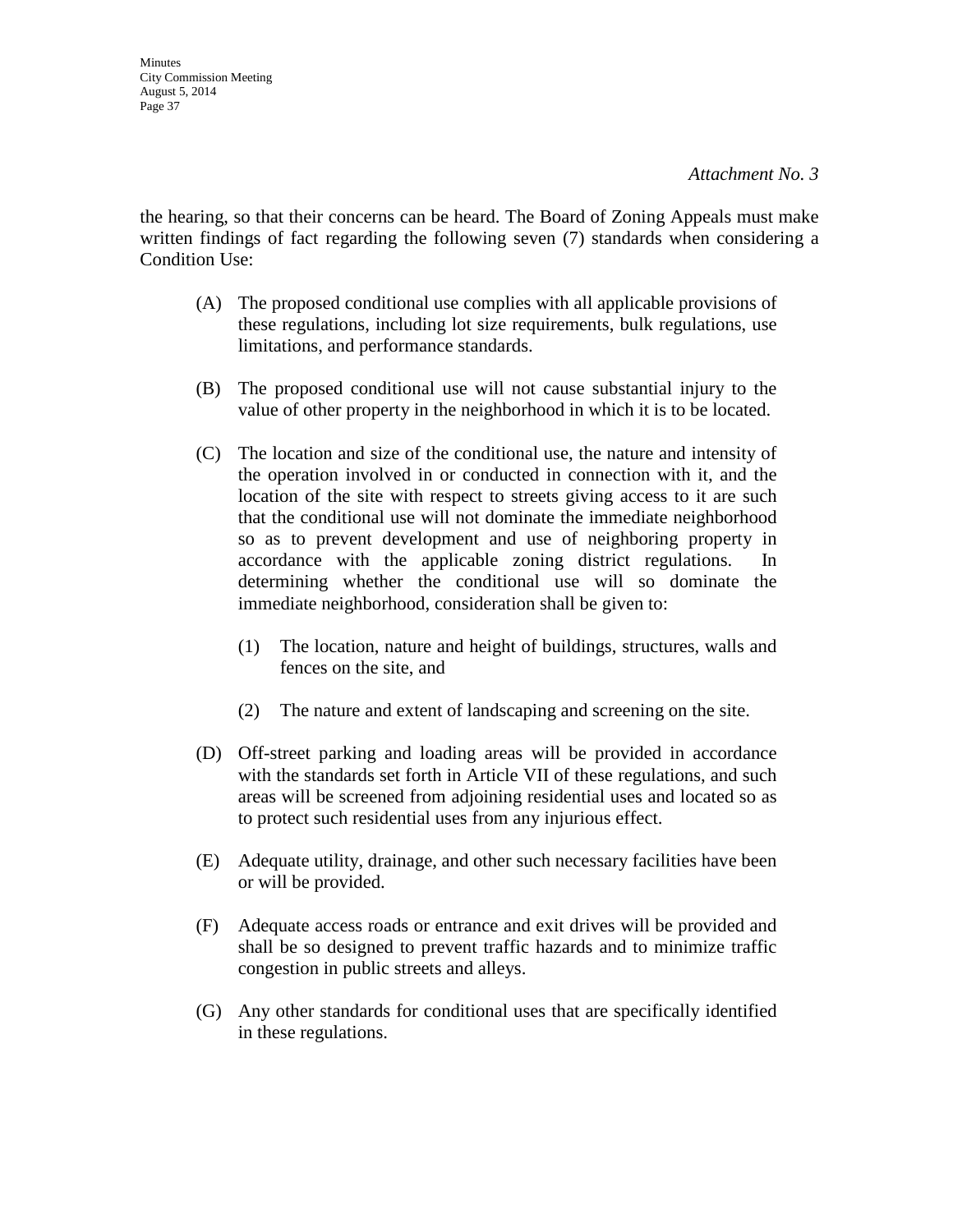*Attachment No. 3*

the hearing, so that their concerns can be heard. The Board of Zoning Appeals must make written findings of fact regarding the following seven (7) standards when considering a Condition Use:

(A) The proposed conditional use complies with all applicable provisions of these regulations, including lot size requirements, bulk regulations, use limitations, and performance standards.

(B) The proposed conditional use will not cause substantial injury to the value of other property in the neighborhood in which it is to be located.

(C) The location and size of the conditional use, the nature and intensity of the operation involved in or conducted in connection with it, and the location of the site with respect to streets giving access to it are such that the conditional use will not dominate the immediate neighborhood so as to prevent development and use of neighboring property in accordance with the applicable zoning district regulations. In determining whether the conditional use will so dominate the immediate neighborhood, consideration shall be given to:

  (1) The location, nature and height of buildings, structures, walls and fences on the site, and

  (2) The nature and extent of landscaping and screening on the site.

(D) Off-street parking and loading areas will be provided in accordance with the standards set forth in Article VII of these regulations, and such areas will be screened from adjoining residential uses and located so as to protect such residential uses from any injurious effect.

(E) Adequate utility, drainage, and other such necessary facilities have been or will be provided.

(F) Adequate access roads or entrance and exit drives will be provided and shall be so designed to prevent traffic hazards and to minimize traffic congestion in public streets and alleys.

(G) Any other standards for conditional uses that are specifically identified in these regulations.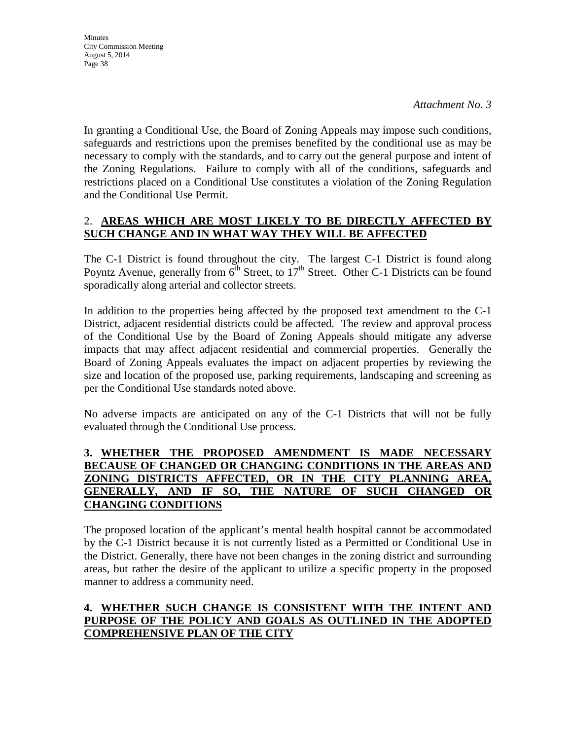*Attachment No. 3*

In granting a Conditional Use, the Board of Zoning Appeals may impose such conditions, safeguards and restrictions upon the premises benefited by the conditional use as may be necessary to comply with the standards, and to carry out the general purpose and intent of the Zoning Regulations. Failure to comply with all of the conditions, safeguards and restrictions placed on a Conditional Use constitutes a violation of the Zoning Regulation and the Conditional Use Permit.

2. **AREAS WHICH ARE MOST LIKELY TO BE DIRECTLY AFFECTED BY SUCH CHANGE AND IN WHAT WAY THEY WILL BE AFFECTED**

The C-1 District is found throughout the city. The largest C-1 District is found along Poyntz Avenue, generally from 6th Street, to 17th Street. Other C-1 Districts can be found sporadically along arterial and collector streets.

In addition to the properties being affected by the proposed text amendment to the C-1 District, adjacent residential districts could be affected. The review and approval process of the Conditional Use by the Board of Zoning Appeals should mitigate any adverse impacts that may affect adjacent residential and commercial properties. Generally the Board of Zoning Appeals evaluates the impact on adjacent properties by reviewing the size and location of the proposed use, parking requirements, landscaping and screening as per the Conditional Use standards noted above.

No adverse impacts are anticipated on any of the C-1 Districts that will not be fully evaluated through the Conditional Use process.

**3. WHETHER THE PROPOSED AMENDMENT IS MADE NECESSARY BECAUSE OF CHANGED OR CHANGING CONDITIONS IN THE AREAS AND ZONING DISTRICTS AFFECTED, OR IN THE CITY PLANNING AREA, GENERALLY, AND IF SO, THE NATURE OF SUCH CHANGED OR CHANGING CONDITIONS**

The proposed location of the applicant's mental health hospital cannot be accommodated by the C-1 District because it is not currently listed as a Permitted or Conditional Use in the District. Generally, there have not been changes in the zoning district and surrounding areas, but rather the desire of the applicant to utilize a specific property in the proposed manner to address a community need.

**4. WHETHER SUCH CHANGE IS CONSISTENT WITH THE INTENT AND PURPOSE OF THE POLICY AND GOALS AS OUTLINED IN THE ADOPTED COMPREHENSIVE PLAN OF THE CITY**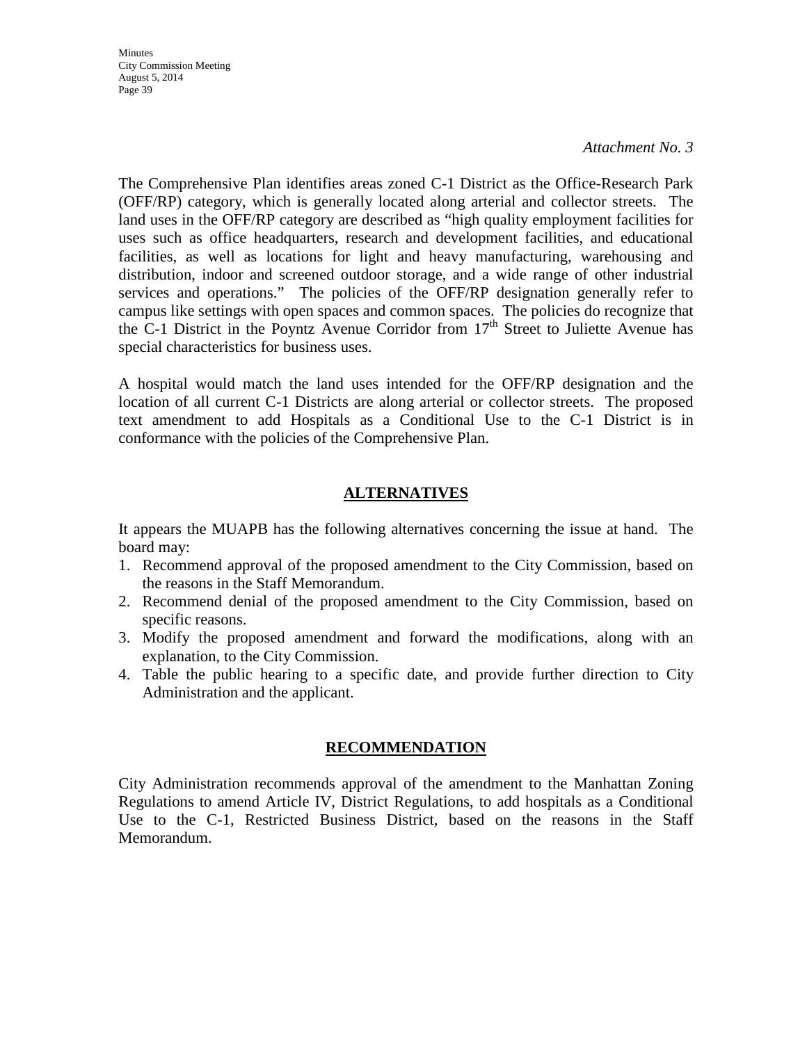*Attachment No. 3*

The Comprehensive Plan identifies areas zoned C-1 District as the Office-Research Park (OFF/RP) category, which is generally located along arterial and collector streets. The land uses in the OFF/RP category are described as "high quality employment facilities for uses such as office headquarters, research and development facilities, and educational facilities, as well as locations for light and heavy manufacturing, warehousing and distribution, indoor and screened outdoor storage, and a wide range of other industrial services and operations." The policies of the OFF/RP designation generally refer to campus like settings with open spaces and common spaces. The policies do recognize that the C-1 District in the Poyntz Avenue Corridor from 17th Street to Juliette Avenue has special characteristics for business uses.

A hospital would match the land uses intended for the OFF/RP designation and the location of all current C-1 Districts are along arterial or collector streets. The proposed text amendment to add Hospitals as a Conditional Use to the C-1 District is in conformance with the policies of the Comprehensive Plan.

## ALTERNATIVES

It appears the MUAPB has the following alternatives concerning the issue at hand. The board may:

1. Recommend approval of the proposed amendment to the City Commission, based on the reasons in the Staff Memorandum.
2. Recommend denial of the proposed amendment to the City Commission, based on specific reasons.
3. Modify the proposed amendment and forward the modifications, along with an explanation, to the City Commission.
4. Table the public hearing to a specific date, and provide further direction to City Administration and the applicant.

## RECOMMENDATION

City Administration recommends approval of the amendment to the Manhattan Zoning Regulations to amend Article IV, District Regulations, to add hospitals as a Conditional Use to the C-1, Restricted Business District, based on the reasons in the Staff Memorandum.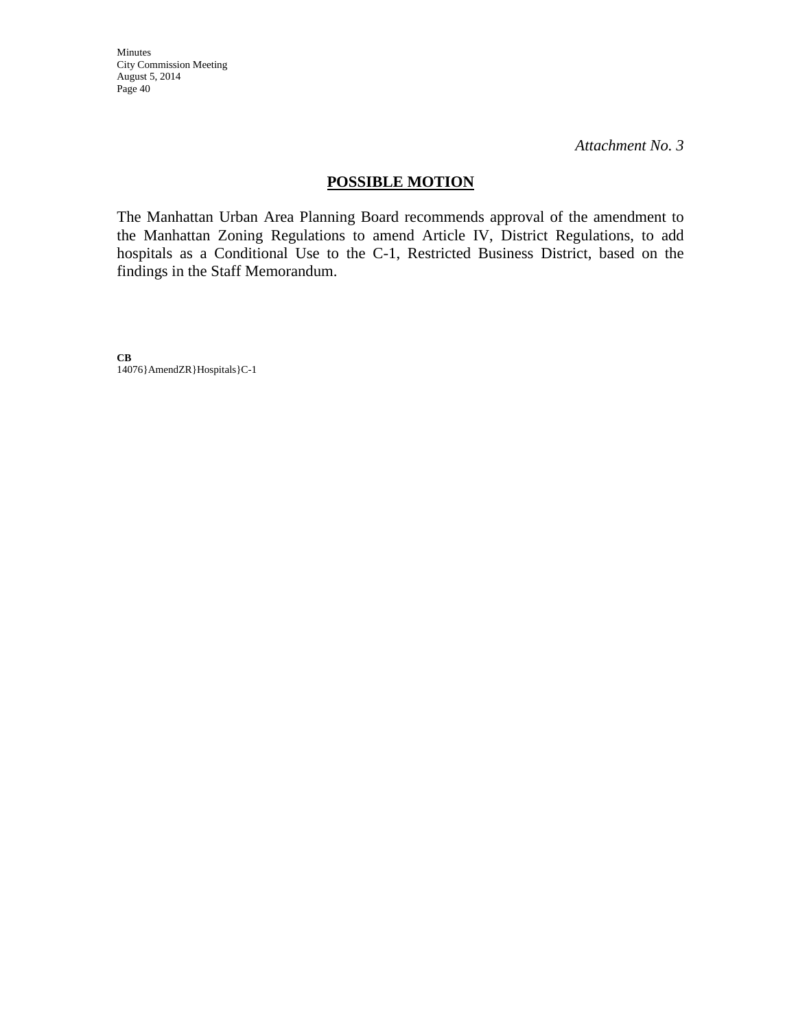*Attachment No. 3*

## POSSIBLE MOTION

The Manhattan Urban Area Planning Board recommends approval of the amendment to the Manhattan Zoning Regulations to amend Article IV, District Regulations, to add hospitals as a Conditional Use to the C-1, Restricted Business District, based on the findings in the Staff Memorandum.

**CB**
14076}AmendZR}Hospitals}C-1